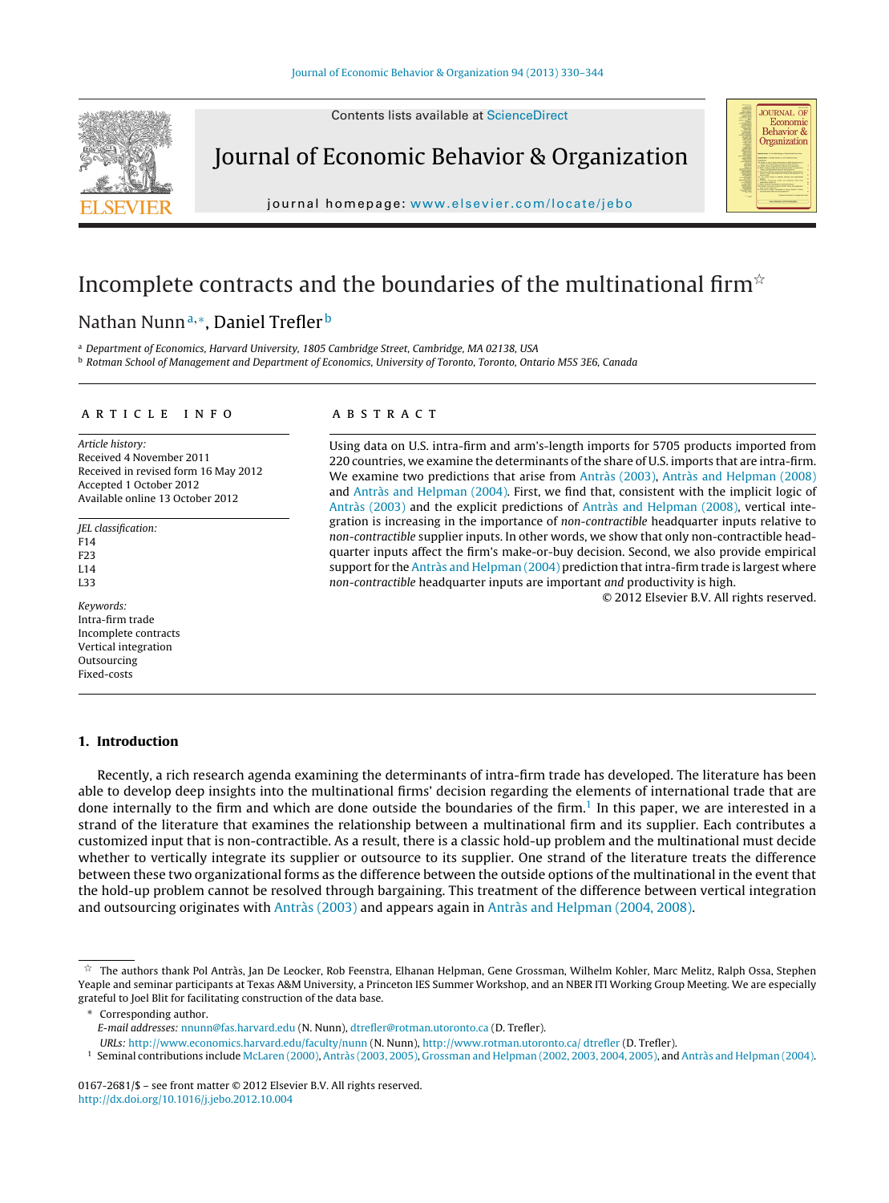# Incomplete contracts and the boundaries of the multinational firm[☆]

Nathan Nunn[a,*], Daniel Trefler[b]

[a] Department of Economics, Harvard University, 1805 Cambridge Street, Cambridge, MA 02138, USA
[b] Rotman School of Management and Department of Economics, University of Toronto, Toronto, Ontario M5S 3E6, Canada

## ARTICLE INFO

*Article history:*
Received 4 November 2011
Received in revised form 16 May 2012
Accepted 1 October 2012
Available online 13 October 2012

*JEL classification:*
F14
F23
L14
L33

*Keywords:*
Intra-firm trade
Incomplete contracts
Vertical integration
Outsourcing
Fixed-costs

## ABSTRACT

Using data on U.S. intra-firm and arm's-length imports for 5705 products imported from 220 countries, we examine the determinants of the share of U.S. imports that are intra-firm. We examine two predictions that arise from Antràs (2003), Antràs and Helpman (2008) and Antràs and Helpman (2004). First, we find that, consistent with the implicit logic of Antràs (2003) and the explicit predictions of Antràs and Helpman (2008), vertical integration is increasing in the importance of *non-contractible* headquarter inputs relative to *non-contractible* supplier inputs. In other words, we show that only non-contractible headquarter inputs affect the firm's make-or-buy decision. Second, we also provide empirical support for the Antràs and Helpman (2004) prediction that intra-firm trade is largest where *non-contractible* headquarter inputs are important *and* productivity is high.

© 2012 Elsevier B.V. All rights reserved.

## 1. Introduction

Recently, a rich research agenda examining the determinants of intra-firm trade has developed. The literature has been able to develop deep insights into the multinational firms' decision regarding the elements of international trade that are done internally to the firm and which are done outside the boundaries of the firm.[1] In this paper, we are interested in a strand of the literature that examines the relationship between a multinational firm and its supplier. Each contributes a customized input that is non-contractible. As a result, there is a classic hold-up problem and the multinational must decide whether to vertically integrate its supplier or outsource to its supplier. One strand of the literature treats the difference between these two organizational forms as the difference between the outside options of the multinational in the event that the hold-up problem cannot be resolved through bargaining. This treatment of the difference between vertical integration and outsourcing originates with Antràs (2003) and appears again in Antràs and Helpman (2004, 2008).

---

☆ The authors thank Pol Antràs, Jan De Loecker, Rob Feenstra, Elhanan Helpman, Gene Grossman, Wilhelm Kohler, Marc Melitz, Ralph Ossa, Stephen Yeaple and seminar participants at Texas A&M University, a Princeton IES Summer Workshop, and an NBER ITI Working Group Meeting. We are especially grateful to Joel Blit for facilitating construction of the data base.

\* Corresponding author.
*E-mail addresses:* nnunn@fas.harvard.edu (N. Nunn), dtrefler@rotman.utoronto.ca (D. Trefler).
*URLs:* http://www.economics.harvard.edu/faculty/nunn (N. Nunn), http://www.rotman.utoronto.ca/ dtrefler (D. Trefler).

[1] Seminal contributions include McLaren (2000), Antràs (2003, 2005), Grossman and Helpman (2002, 2003, 2004, 2005), and Antràs and Helpman (2004).

0167-2681/$ – see front matter © 2012 Elsevier B.V. All rights reserved.
http://dx.doi.org/10.1016/j.jebo.2012.10.004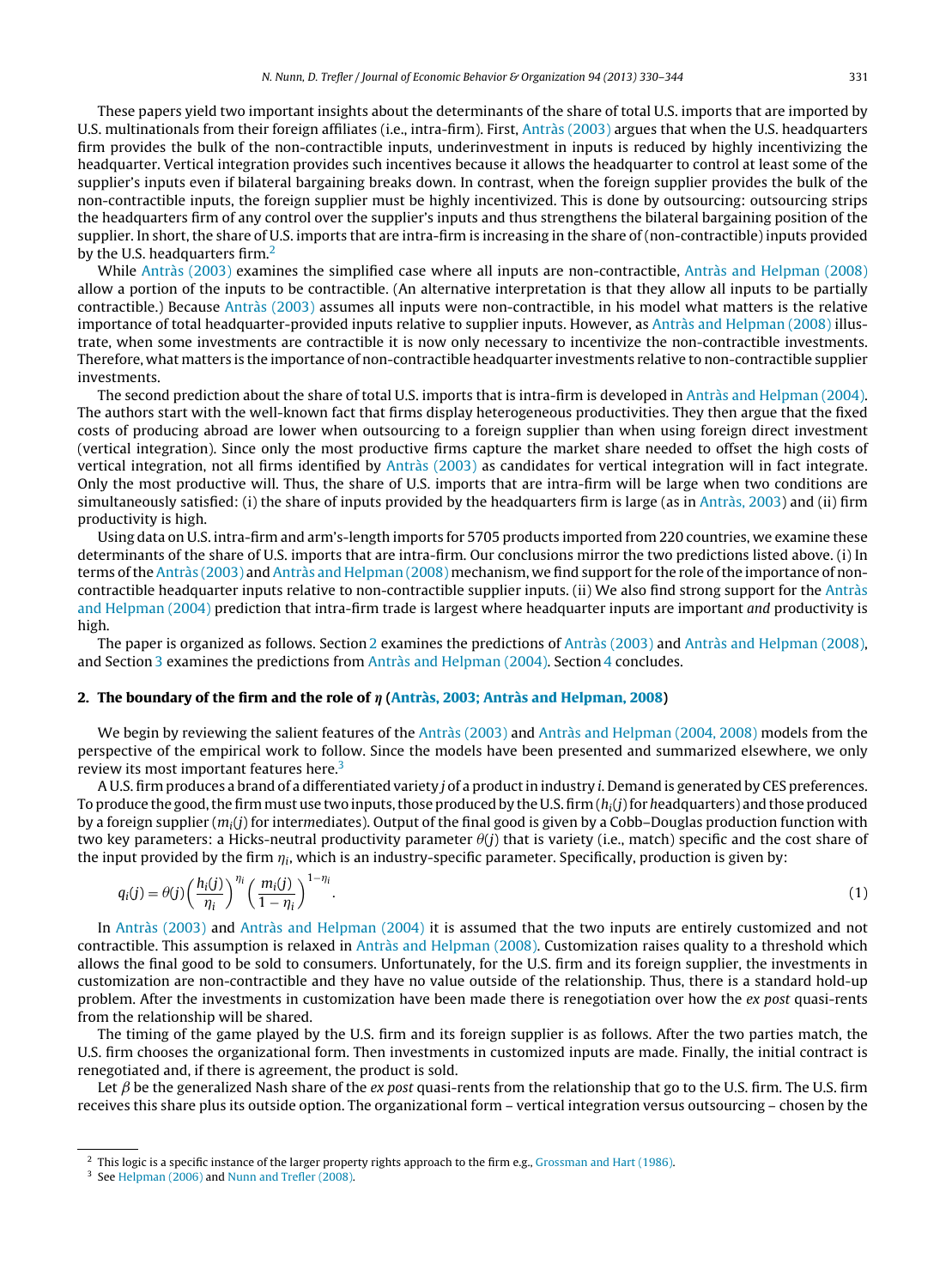These papers yield two important insights about the determinants of the share of total U.S. imports that are imported by U.S. multinationals from their foreign affiliates (i.e., intra-firm). First, Antràs (2003) argues that when the U.S. headquarters firm provides the bulk of the non-contractible inputs, underinvestment in inputs is reduced by highly incentivizing the headquarter. Vertical integration provides such incentives because it allows the headquarter to control at least some of the supplier's inputs even if bilateral bargaining breaks down. In contrast, when the foreign supplier provides the bulk of the non-contractible inputs, the foreign supplier must be highly incentivized. This is done by outsourcing: outsourcing strips the headquarters firm of any control over the supplier's inputs and thus strengthens the bilateral bargaining position of the supplier. In short, the share of U.S. imports that are intra-firm is increasing in the share of (non-contractible) inputs provided by the U.S. headquarters firm.[2]

While Antràs (2003) examines the simplified case where all inputs are non-contractible, Antràs and Helpman (2008) allow a portion of the inputs to be contractible. (An alternative interpretation is that they allow all inputs to be partially contractible.) Because Antràs (2003) assumes all inputs were non-contractible, in his model what matters is the relative importance of total headquarter-provided inputs relative to supplier inputs. However, as Antràs and Helpman (2008) illustrate, when some investments are contractible it is now only necessary to incentivize the non-contractible investments. Therefore, what matters is the importance of non-contractible headquarter investments relative to non-contractible supplier investments.

The second prediction about the share of total U.S. imports that is intra-firm is developed in Antràs and Helpman (2004). The authors start with the well-known fact that firms display heterogeneous productivities. They then argue that the fixed costs of producing abroad are lower when outsourcing to a foreign supplier than when using foreign direct investment (vertical integration). Since only the most productive firms capture the market share needed to offset the high costs of vertical integration, not all firms identified by Antràs (2003) as candidates for vertical integration will in fact integrate. Only the most productive will. Thus, the share of U.S. imports that are intra-firm will be large when two conditions are simultaneously satisfied: (i) the share of inputs provided by the headquarters firm is large (as in Antràs, 2003) and (ii) firm productivity is high.

Using data on U.S. intra-firm and arm's-length imports for 5705 products imported from 220 countries, we examine these determinants of the share of U.S. imports that are intra-firm. Our conclusions mirror the two predictions listed above. (i) In terms of the Antràs (2003) and Antràs and Helpman (2008) mechanism, we find support for the role of the importance of non-contractible headquarter inputs relative to non-contractible supplier inputs. (ii) We also find strong support for the Antràs and Helpman (2004) prediction that intra-firm trade is largest where headquarter inputs are important *and* productivity is high.

The paper is organized as follows. Section 2 examines the predictions of Antràs (2003) and Antràs and Helpman (2008), and Section 3 examines the predictions from Antràs and Helpman (2004). Section 4 concludes.

## 2. The boundary of the firm and the role of $\eta$ (Antràs, 2003; Antràs and Helpman, 2008)

We begin by reviewing the salient features of the Antràs (2003) and Antràs and Helpman (2004, 2008) models from the perspective of the empirical work to follow. Since the models have been presented and summarized elsewhere, we only review its most important features here.[3]

A U.S. firm produces a brand of a differentiated variety $j$ of a product in industry $i$. Demand is generated by CES preferences. To produce the good, the firm must use two inputs, those produced by the U.S. firm ($h_i(j)$ for *h*eadquarters) and those produced by a foreign supplier ($m_i(j)$ for inter*m*ediates). Output of the final good is given by a Cobb–Douglas production function with two key parameters: a Hicks-neutral productivity parameter $\theta(j)$ that is variety (i.e., match) specific and the cost share of the input provided by the firm $\eta_i$, which is an industry-specific parameter. Specifically, production is given by:

$$q_i(j) = \theta(j)\left(\frac{h_i(j)}{\eta_i}\right)^{\eta_i}\left(\frac{m_i(j)}{1-\eta_i}\right)^{1-\eta_i}. \tag{1}$$

In Antràs (2003) and Antràs and Helpman (2004) it is assumed that the two inputs are entirely customized and not contractible. This assumption is relaxed in Antràs and Helpman (2008). Customization raises quality to a threshold which allows the final good to be sold to consumers. Unfortunately, for the U.S. firm and its foreign supplier, the investments in customization are non-contractible and they have no value outside of the relationship. Thus, there is a standard hold-up problem. After the investments in customization have been made there is renegotiation over how the *ex post* quasi-rents from the relationship will be shared.

The timing of the game played by the U.S. firm and its foreign supplier is as follows. After the two parties match, the U.S. firm chooses the organizational form. Then investments in customized inputs are made. Finally, the initial contract is renegotiated and, if there is agreement, the product is sold.

Let $\beta$ be the generalized Nash share of the *ex post* quasi-rents from the relationship that go to the U.S. firm. The U.S. firm receives this share plus its outside option. The organizational form – vertical integration versus outsourcing – chosen by the

---

[2] This logic is a specific instance of the larger property rights approach to the firm e.g., Grossman and Hart (1986).

[3] See Helpman (2006) and Nunn and Trefler (2008).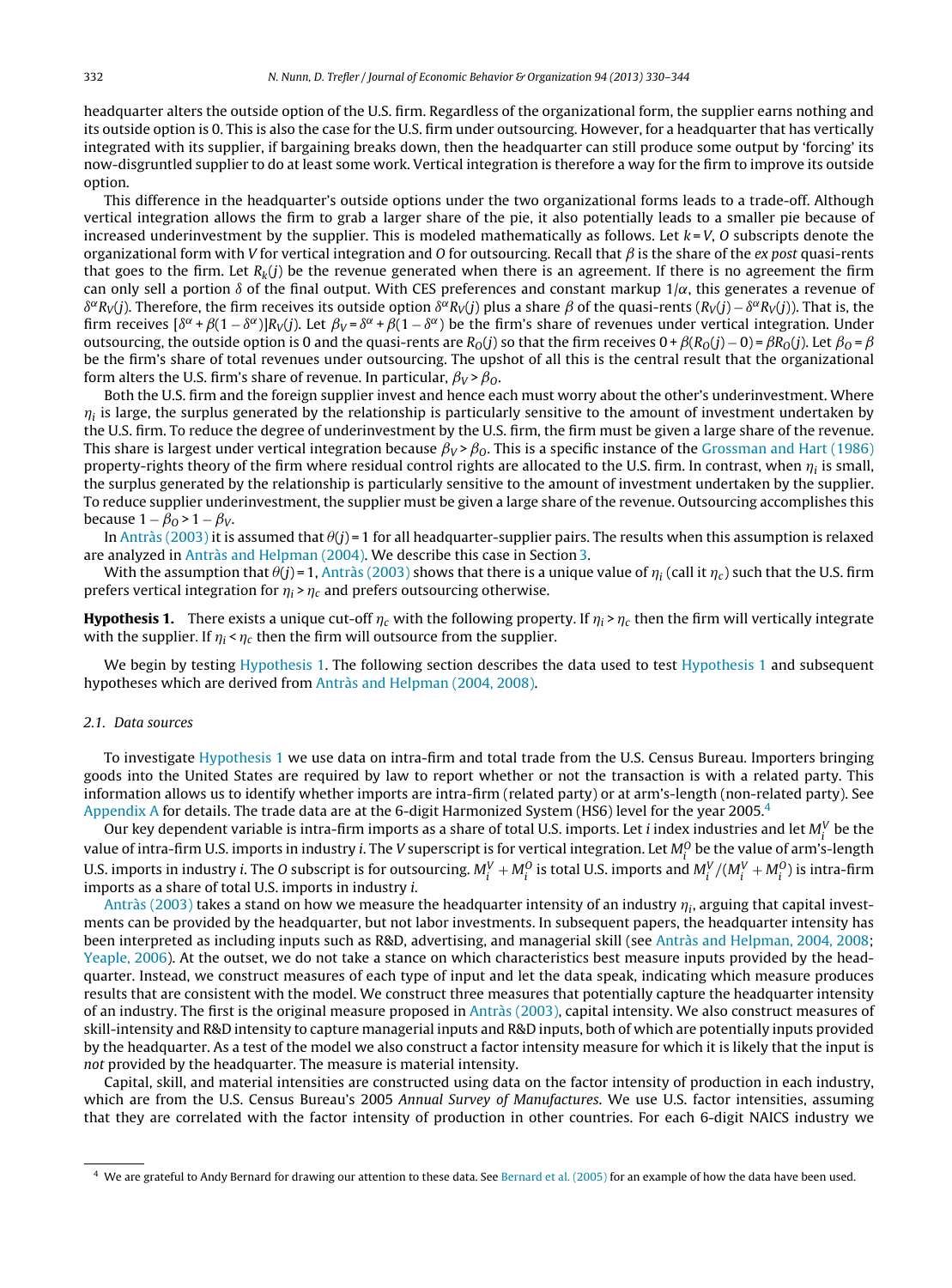headquarter alters the outside option of the U.S. firm. Regardless of the organizational form, the supplier earns nothing and its outside option is 0. This is also the case for the U.S. firm under outsourcing. However, for a headquarter that has vertically integrated with its supplier, if bargaining breaks down, then the headquarter can still produce some output by 'forcing' its now-disgruntled supplier to do at least some work. Vertical integration is therefore a way for the firm to improve its outside option.

This difference in the headquarter's outside options under the two organizational forms leads to a trade-off. Although vertical integration allows the firm to grab a larger share of the pie, it also potentially leads to a smaller pie because of increased underinvestment by the supplier. This is modeled mathematically as follows. Let $k = V, O$ subscripts denote the organizational form with $V$ for vertical integration and $O$ for outsourcing. Recall that $\beta$ is the share of the *ex post* quasi-rents that goes to the firm. Let $R_k(j)$ be the revenue generated when there is an agreement. If there is no agreement the firm can only sell a portion $\delta$ of the final output. With CES preferences and constant markup $1/\alpha$, this generates a revenue of $\delta^\alpha R_V(j)$. Therefore, the firm receives its outside option $\delta^\alpha R_V(j)$ plus a share $\beta$ of the quasi-rents $(R_V(j) - \delta^\alpha R_V(j))$. That is, the firm receives $[\delta^\alpha + \beta(1-\delta^\alpha)]R_V(j)$. Let $\beta_V = \delta^\alpha + \beta(1-\delta^\alpha)$ be the firm's share of revenues under vertical integration. Under outsourcing, the outside option is 0 and the quasi-rents are $R_O(j)$ so that the firm receives $0 + \beta(R_O(j) - 0) = \beta R_O(j)$. Let $\beta_O = \beta$ be the firm's share of total revenues under outsourcing. The upshot of all this is the central result that the organizational form alters the U.S. firm's share of revenue. In particular, $\beta_V > \beta_O$.

Both the U.S. firm and the foreign supplier invest and hence each must worry about the other's underinvestment. Where $\eta_i$ is large, the surplus generated by the relationship is particularly sensitive to the amount of investment undertaken by the U.S. firm. To reduce the degree of underinvestment by the U.S. firm, the firm must be given a large share of the revenue. This share is largest under vertical integration because $\beta_V > \beta_O$. This is a specific instance of the Grossman and Hart (1986) property-rights theory of the firm where residual control rights are allocated to the U.S. firm. In contrast, when $\eta_i$ is small, the surplus generated by the relationship is particularly sensitive to the amount of investment undertaken by the supplier. To reduce supplier underinvestment, the supplier must be given a large share of the revenue. Outsourcing accomplishes this because $1 - \beta_O > 1 - \beta_V$.

In Antràs (2003) it is assumed that $\theta(j) = 1$ for all headquarter-supplier pairs. The results when this assumption is relaxed are analyzed in Antràs and Helpman (2004). We describe this case in Section 3.

With the assumption that $\theta(j) = 1$, Antràs (2003) shows that there is a unique value of $\eta_i$ (call it $\eta_c$) such that the U.S. firm prefers vertical integration for $\eta_i > \eta_c$ and prefers outsourcing otherwise.

**Hypothesis 1.** There exists a unique cut-off $\eta_c$ with the following property. If $\eta_i > \eta_c$ then the firm will vertically integrate with the supplier. If $\eta_i < \eta_c$ then the firm will outsource from the supplier.

We begin by testing Hypothesis 1. The following section describes the data used to test Hypothesis 1 and subsequent hypotheses which are derived from Antràs and Helpman (2004, 2008).

### 2.1. Data sources

To investigate Hypothesis 1 we use data on intra-firm and total trade from the U.S. Census Bureau. Importers bringing goods into the United States are required by law to report whether or not the transaction is with a related party. This information allows us to identify whether imports are intra-firm (related party) or at arm's-length (non-related party). See Appendix A for details. The trade data are at the 6-digit Harmonized System (HS6) level for the year 2005.[4]

Our key dependent variable is intra-firm imports as a share of total U.S. imports. Let $i$ index industries and let $M_i^V$ be the value of intra-firm U.S. imports in industry $i$. The $V$ superscript is for vertical integration. Let $M_i^O$ be the value of arm's-length U.S. imports in industry $i$. The $O$ subscript is for outsourcing. $M_i^V + M_i^O$ is total U.S. imports and $M_i^V/(M_i^V + M_i^O)$ is intra-firm imports as a share of total U.S. imports in industry $i$.

Antràs (2003) takes a stand on how we measure the headquarter intensity of an industry $\eta_i$, arguing that capital investments can be provided by the headquarter, but not labor investments. In subsequent papers, the headquarter intensity has been interpreted as including inputs such as R&D, advertising, and managerial skill (see Antràs and Helpman, 2004, 2008; Yeaple, 2006). At the outset, we do not take a stance on which characteristics best measure inputs provided by the headquarter. Instead, we construct measures of each type of input and let the data speak, indicating which measure produces results that are consistent with the model. We construct three measures that potentially capture the headquarter intensity of an industry. The first is the original measure proposed in Antràs (2003), capital intensity. We also construct measures of skill-intensity and R&D intensity to capture managerial inputs and R&D inputs, both of which are potentially inputs provided by the headquarter. As a test of the model we also construct a factor intensity measure for which it is likely that the input is *not* provided by the headquarter. The measure is material intensity.

Capital, skill, and material intensities are constructed using data on the factor intensity of production in each industry, which are from the U.S. Census Bureau's 2005 *Annual Survey of Manufactures*. We use U.S. factor intensities, assuming that they are correlated with the factor intensity of production in other countries. For each 6-digit NAICS industry we

[4] We are grateful to Andy Bernard for drawing our attention to these data. See Bernard et al. (2005) for an example of how the data have been used.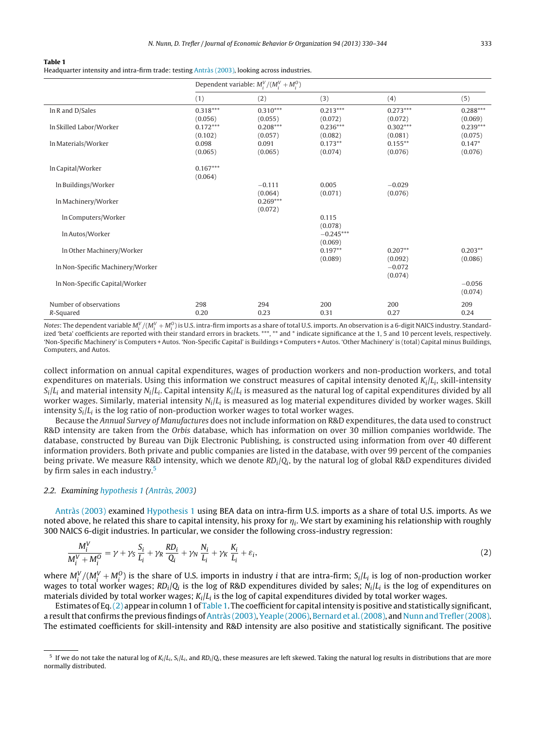**Table 1**
Headquarter intensity and intra-firm trade: testing Antràs (2003), looking across industries.

| | Dependent variable: $M_i^V/(M_i^V+M_i^O)$ | | | | |
|---|---|---|---|---|---|
| | (1) | (2) | (3) | (4) | (5) |
| ln R and D/Sales | 0.318*** | 0.310*** | 0.213*** | 0.273*** | 0.288*** |
| | (0.056) | (0.055) | (0.072) | (0.072) | (0.069) |
| ln Skilled Labor/Worker | 0.172*** | 0.208*** | 0.236*** | 0.302*** | 0.239*** |
| | (0.102) | (0.057) | (0.082) | (0.081) | (0.075) |
| ln Materials/Worker | 0.098 | 0.091 | 0.173** | 0.155** | 0.147* |
| | (0.065) | (0.065) | (0.074) | (0.076) | (0.076) |
| ln Capital/Worker | 0.167*** | | | | |
| | (0.064) | | | | |
| ln Buildings/Worker | | −0.111 | 0.005 | −0.029 | |
| | | (0.064) | (0.071) | (0.076) | |
| ln Machinery/Worker | | 0.269*** | | | |
| | | (0.072) | | | |
| ln Computers/Worker | | | 0.115 | | |
| | | | (0.078) | | |
| ln Autos/Worker | | | −0.245*** | | |
| | | | (0.069) | | |
| ln Other Machinery/Worker | | | 0.197** | 0.207** | 0.203** |
| | | | (0.089) | (0.092) | (0.086) |
| ln Non-Specific Machinery/Worker | | | | −0.072 | |
| | | | | (0.074) | |
| ln Non-Specific Capital/Worker | | | | | −0.056 |
| | | | | | (0.074) |
| Number of observations | 298 | 294 | 200 | 200 | 209 |
| *R*-Squared | 0.20 | 0.23 | 0.31 | 0.27 | 0.24 |

*Notes*: The dependent variable $M_i^V/(M_i^V+M_i^O)$ is U.S. intra-firm imports as a share of total U.S. imports. An observation is a 6-digit NAICS industry. Standardized 'beta' coefficients are reported with their standard errors in brackets. ***, ** and * indicate significance at the 1, 5 and 10 percent levels, respectively. 'Non-Specific Machinery' is Computers + Autos. 'Non-Specific Capital' is Buildings + Computers + Autos. 'Other Machinery' is (total) Capital minus Buildings, Computers, and Autos.

collect information on annual capital expenditures, wages of production workers and non-production workers, and total expenditures on materials. Using this information we construct measures of capital intensity denoted $K_i/L_i$, skill-intensity $S_i/L_i$ and material intensity $N_i/L_i$. Capital intensity $K_i/L_i$ is measured as the natural log of capital expenditures divided by all worker wages. Similarly, material intensity $N_i/L_i$ is measured as log material expenditures divided by worker wages. Skill intensity $S_i/L_i$ is the log ratio of non-production worker wages to total worker wages.

Because the *Annual Survey of Manufactures* does not include information on R&D expenditures, the data used to construct R&D intensity are taken from the *Orbis* database, which has information on over 30 million companies worldwide. The database, constructed by Bureau van Dijk Electronic Publishing, is constructed using information from over 40 different information providers. Both private and public companies are listed in the database, with over 99 percent of the companies being private. We measure R&D intensity, which we denote $RD_i/Q_i$, by the natural log of global R&D expenditures divided by firm sales in each industry.[5]

### 2.2. Examining hypothesis 1 (Antràs, 2003)

Antràs (2003) examined Hypothesis 1 using BEA data on intra-firm U.S. imports as a share of total U.S. imports. As we noted above, he related this share to capital intensity, his proxy for $\eta_i$. We start by examining his relationship with roughly 300 NAICS 6-digit industries. In particular, we consider the following cross-industry regression:

$$\frac{M_i^V}{M_i^V+M_i^O} = \gamma + \gamma_S \frac{S_i}{L_i} + \gamma_R \frac{RD_i}{Q_i} + \gamma_N \frac{N_i}{L_i} + \gamma_K \frac{K_i}{L_i} + \varepsilon_i, \tag{2}$$

where $M_i^V/(M_i^V+M_i^O)$ is the share of U.S. imports in industry $i$ that are intra-firm; $S_i/L_i$ is log of non-production worker wages to total worker wages; $RD_i/Q_i$ is the log of R&D expenditures divided by sales; $N_i/L_i$ is the log of expenditures on materials divided by total worker wages; $K_i/L_i$ is the log of capital expenditures divided by total worker wages.

Estimates of Eq. (2) appear in column 1 of Table 1. The coefficient for capital intensity is positive and statistically significant, a result that confirms the previous findings of Antràs (2003), Yeaple (2006), Bernard et al. (2008), and Nunn and Trefler (2008). The estimated coefficients for skill-intensity and R&D intensity are also positive and statistically significant. The positive

[5] If we do not take the natural log of $K_i/L_i$, $S_i/L_i$, and $RD_i/Q_i$, these measures are left skewed. Taking the natural log results in distributions that are more normally distributed.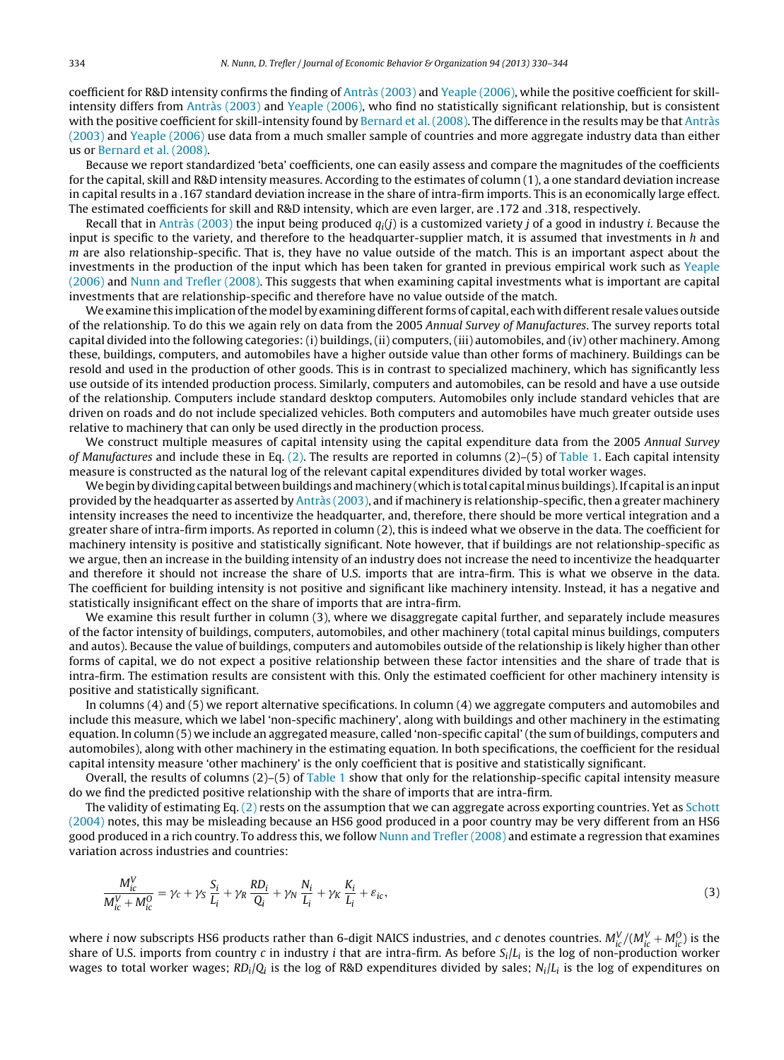coefficient for R&D intensity confirms the finding of Antràs (2003) and Yeaple (2006), while the positive coefficient for skill-intensity differs from Antràs (2003) and Yeaple (2006), who find no statistically significant relationship, but is consistent with the positive coefficient for skill-intensity found by Bernard et al. (2008). The difference in the results may be that Antràs (2003) and Yeaple (2006) use data from a much smaller sample of countries and more aggregate industry data than either us or Bernard et al. (2008).

Because we report standardized 'beta' coefficients, one can easily assess and compare the magnitudes of the coefficients for the capital, skill and R&D intensity measures. According to the estimates of column (1), a one standard deviation increase in capital results in a .167 standard deviation increase in the share of intra-firm imports. This is an economically large effect. The estimated coefficients for skill and R&D intensity, which are even larger, are .172 and .318, respectively.

Recall that in Antràs (2003) the input being produced $q_i(j)$ is a customized variety $j$ of a good in industry $i$. Because the input is specific to the variety, and therefore to the headquarter-supplier match, it is assumed that investments in $h$ and $m$ are also relationship-specific. That is, they have no value outside of the match. This is an important aspect about the investments in the production of the input which has been taken for granted in previous empirical work such as Yeaple (2006) and Nunn and Trefler (2008). This suggests that when examining capital investments what is important are capital investments that are relationship-specific and therefore have no value outside of the match.

We examine this implication of the model by examining different forms of capital, each with different resale values outside of the relationship. To do this we again rely on data from the 2005 *Annual Survey of Manufactures*. The survey reports total capital divided into the following categories: (i) buildings, (ii) computers, (iii) automobiles, and (iv) other machinery. Among these, buildings, computers, and automobiles have a higher outside value than other forms of machinery. Buildings can be resold and used in the production of other goods. This is in contrast to specialized machinery, which has significantly less use outside of its intended production process. Similarly, computers and automobiles, can be resold and have a use outside of the relationship. Computers include standard desktop computers. Automobiles only include standard vehicles that are driven on roads and do not include specialized vehicles. Both computers and automobiles have much greater outside uses relative to machinery that can only be used directly in the production process.

We construct multiple measures of capital intensity using the capital expenditure data from the 2005 *Annual Survey of Manufactures* and include these in Eq. (2). The results are reported in columns (2)–(5) of Table 1. Each capital intensity measure is constructed as the natural log of the relevant capital expenditures divided by total worker wages.

We begin by dividing capital between buildings and machinery (which is total capital minus buildings). If capital is an input provided by the headquarter as asserted by Antràs (2003), and if machinery is relationship-specific, then a greater machinery intensity increases the need to incentivize the headquarter, and, therefore, there should be more vertical integration and a greater share of intra-firm imports. As reported in column (2), this is indeed what we observe in the data. The coefficient for machinery intensity is positive and statistically significant. Note however, that if buildings are not relationship-specific as we argue, then an increase in the building intensity of an industry does not increase the need to incentivize the headquarter and therefore it should not increase the share of U.S. imports that are intra-firm. This is what we observe in the data. The coefficient for building intensity is not positive and significant like machinery intensity. Instead, it has a negative and statistically insignificant effect on the share of imports that are intra-firm.

We examine this result further in column (3), where we disaggregate capital further, and separately include measures of the factor intensity of buildings, computers, automobiles, and other machinery (total capital minus buildings, computers and autos). Because the value of buildings, computers and automobiles outside of the relationship is likely higher than other forms of capital, we do not expect a positive relationship between these factor intensities and the share of trade that is intra-firm. The estimation results are consistent with this. Only the estimated coefficient for other machinery intensity is positive and statistically significant.

In columns (4) and (5) we report alternative specifications. In column (4) we aggregate computers and automobiles and include this measure, which we label 'non-specific machinery', along with buildings and other machinery in the estimating equation. In column (5) we include an aggregated measure, called 'non-specific capital' (the sum of buildings, computers and automobiles), along with other machinery in the estimating equation. In both specifications, the coefficient for the residual capital intensity measure 'other machinery' is the only coefficient that is positive and statistically significant.

Overall, the results of columns (2)–(5) of Table 1 show that only for the relationship-specific capital intensity measure do we find the predicted positive relationship with the share of imports that are intra-firm.

The validity of estimating Eq. (2) rests on the assumption that we can aggregate across exporting countries. Yet as Schott (2004) notes, this may be misleading because an HS6 good produced in a poor country may be very different from an HS6 good produced in a rich country. To address this, we follow Nunn and Trefler (2008) and estimate a regression that examines variation across industries and countries:

$$\frac{M_{ic}^V}{M_{ic}^V + M_{ic}^O} = \gamma_c + \gamma_S \frac{S_i}{L_i} + \gamma_R \frac{RD_i}{Q_i} + \gamma_N \frac{N_i}{L_i} + \gamma_K \frac{K_i}{L_i} + \varepsilon_{ic}, \tag{3}$$

where $i$ now subscripts HS6 products rather than 6-digit NAICS industries, and $c$ denotes countries. $M_{ic}^V/(M_{ic}^V + M_{ic}^O)$ is the share of U.S. imports from country $c$ in industry $i$ that are intra-firm. As before $S_i/L_i$ is the log of non-production worker wages to total worker wages; $RD_i/Q_i$ is the log of R&D expenditures divided by sales; $N_i/L_i$ is the log of expenditures on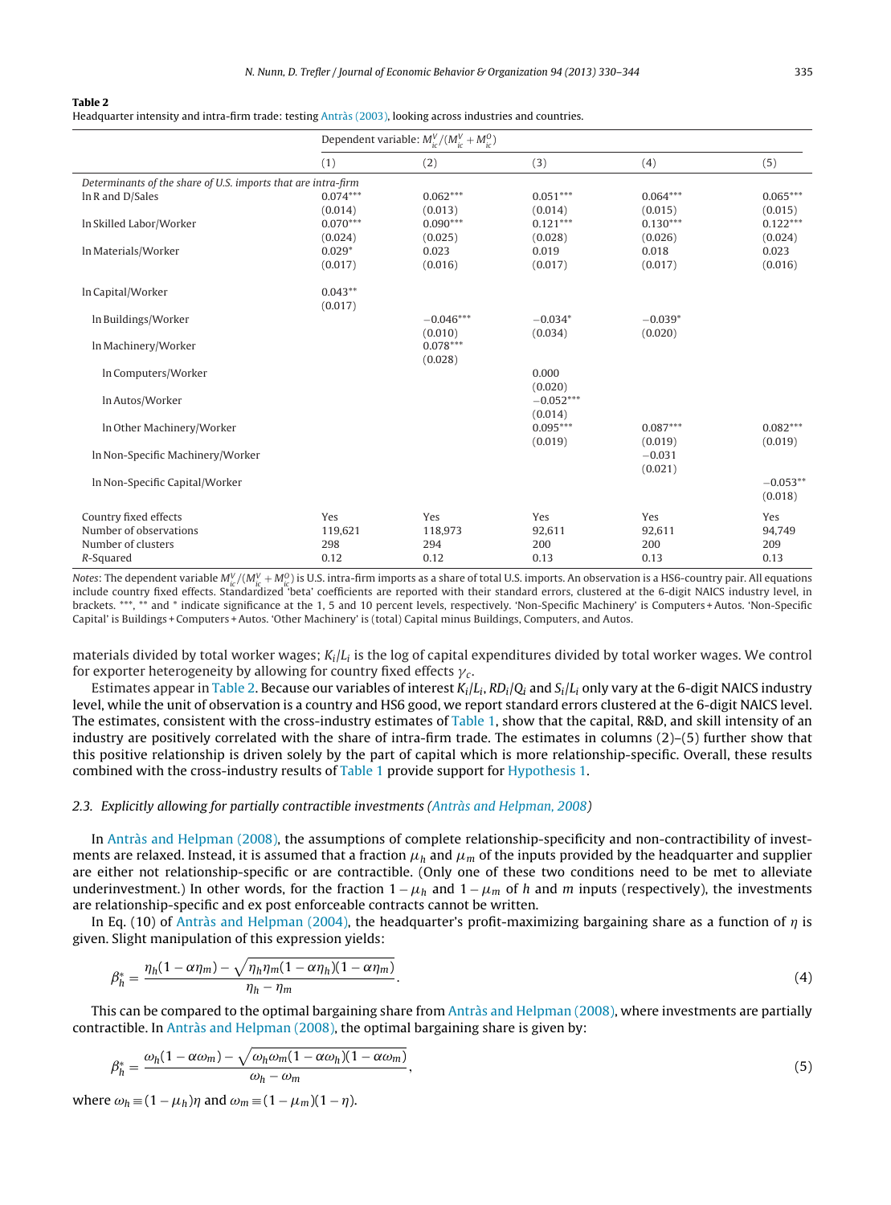**Table 2**
Headquarter intensity and intra-firm trade: testing Antràs (2003), looking across industries and countries.

| | Dependent variable: $M^V_{ic}/(M^V_{ic}+M^O_{ic})$ | | | | |
|---|---|---|---|---|---|
| | (1) | (2) | (3) | (4) | (5) |
| *Determinants of the share of U.S. imports that are intra-firm* | | | | | |
| ln R and D/Sales | 0.074*** | 0.062*** | 0.051*** | 0.064*** | 0.065*** |
| | (0.014) | (0.013) | (0.014) | (0.015) | (0.015) |
| ln Skilled Labor/Worker | 0.070*** | 0.090*** | 0.121*** | 0.130*** | 0.122*** |
| | (0.024) | (0.025) | (0.028) | (0.026) | (0.024) |
| ln Materials/Worker | 0.029* | 0.023 | 0.019 | 0.018 | 0.023 |
| | (0.017) | (0.016) | (0.017) | (0.017) | (0.016) |
| ln Capital/Worker | 0.043** | | | | |
| | (0.017) | | | | |
| ln Buildings/Worker | | −0.046*** | −0.034* | −0.039* | |
| | | (0.010) | (0.034) | (0.020) | |
| ln Machinery/Worker | | 0.078*** | | | |
| | | (0.028) | | | |
| ln Computers/Worker | | | 0.000 | | |
| | | | (0.020) | | |
| ln Autos/Worker | | | −0.052*** | | |
| | | | (0.014) | | |
| ln Other Machinery/Worker | | | 0.095*** | 0.087*** | 0.082*** |
| | | | (0.019) | (0.019) | (0.019) |
| ln Non-Specific Machinery/Worker | | | | −0.031 | |
| | | | | (0.021) | |
| ln Non-Specific Capital/Worker | | | | | −0.053** |
| | | | | | (0.018) |
| Country fixed effects | Yes | Yes | Yes | Yes | Yes |
| Number of observations | 119,621 | 118,973 | 92,611 | 92,611 | 94,749 |
| Number of clusters | 298 | 294 | 200 | 200 | 209 |
| *R*-Squared | 0.12 | 0.12 | 0.13 | 0.13 | 0.13 |

*Notes*: The dependent variable $M^V_{ic}/(M^V_{ic}+M^O_{ic})$ is U.S. intra-firm imports as a share of total U.S. imports. An observation is a HS6-country pair. All equations include country fixed effects. Standardized 'beta' coefficients are reported with their standard errors, clustered at the 6-digit NAICS industry level, in brackets. ***, ** and * indicate significance at the 1, 5 and 10 percent levels, respectively. 'Non-Specific Machinery' is Computers + Autos. 'Non-Specific Capital' is Buildings + Computers + Autos. 'Other Machinery' is (total) Capital minus Buildings, Computers, and Autos.

materials divided by total worker wages; $K_i/L_i$ is the log of capital expenditures divided by total worker wages. We control for exporter heterogeneity by allowing for country fixed effects $\gamma_c$.

Estimates appear in Table 2. Because our variables of interest $K_i/L_i$, $RD_i/Q_i$ and $S_i/L_i$ only vary at the 6-digit NAICS industry level, while the unit of observation is a country and HS6 good, we report standard errors clustered at the 6-digit NAICS level. The estimates, consistent with the cross-industry estimates of Table 1, show that the capital, R&D, and skill intensity of an industry are positively correlated with the share of intra-firm trade. The estimates in columns (2)–(5) further show that this positive relationship is driven solely by the part of capital which is more relationship-specific. Overall, these results combined with the cross-industry results of Table 1 provide support for Hypothesis 1.

### 2.3. *Explicitly allowing for partially contractible investments (Antràs and Helpman, 2008)*

In Antràs and Helpman (2008), the assumptions of complete relationship-specificity and non-contractibility of investments are relaxed. Instead, it is assumed that a fraction $\mu_h$ and $\mu_m$ of the inputs provided by the headquarter and supplier are either not relationship-specific or are contractible. (Only one of these two conditions need to be met to alleviate underinvestment.) In other words, for the fraction $1-\mu_h$ and $1-\mu_m$ of $h$ and $m$ inputs (respectively), the investments are relationship-specific and ex post enforceable contracts cannot be written.

In Eq. (10) of Antràs and Helpman (2004), the headquarter's profit-maximizing bargaining share as a function of $\eta$ is given. Slight manipulation of this expression yields:

$$\beta_h^* = \frac{\eta_h(1-\alpha\eta_m) - \sqrt{\eta_h\eta_m(1-\alpha\eta_h)(1-\alpha\eta_m)}}{\eta_h - \eta_m}. \tag{4}$$

This can be compared to the optimal bargaining share from Antràs and Helpman (2008), where investments are partially contractible. In Antràs and Helpman (2008), the optimal bargaining share is given by:

$$\beta_h^* = \frac{\omega_h(1-\alpha\omega_m) - \sqrt{\omega_h\omega_m(1-\alpha\omega_h)(1-\alpha\omega_m)}}{\omega_h - \omega_m}, \tag{5}$$

where $\omega_h \equiv (1-\mu_h)\eta$ and $\omega_m \equiv (1-\mu_m)(1-\eta)$.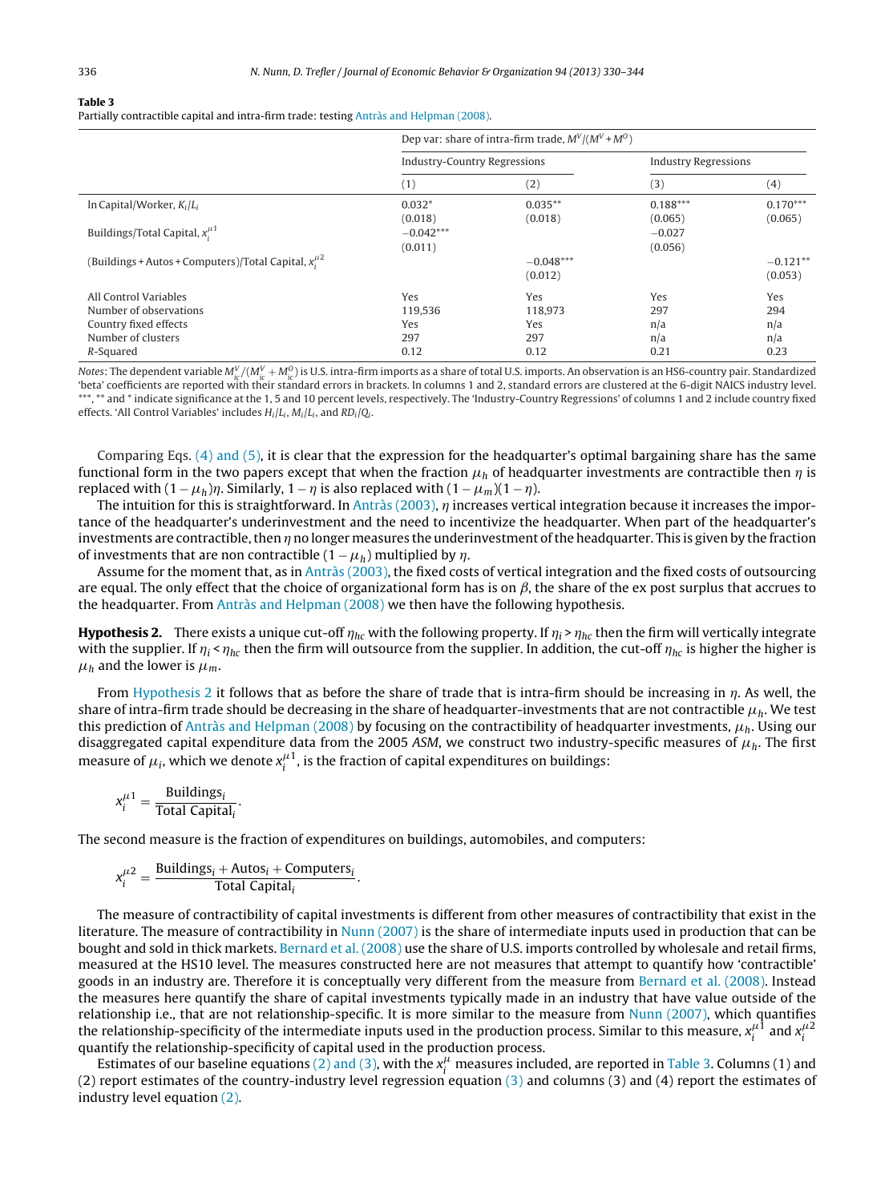**Table 3**

Partially contractible capital and intra-firm trade: testing Antràs and Helpman (2008).

| | Dep var: share of intra-firm trade, $M^V/(M^V+M^O)$ | | | |
|---|---|---|---|---|
| | Industry-Country Regressions | | Industry Regressions | |
| | (1) | (2) | (3) | (4) |
| ln Capital/Worker, $K_i/L_i$ | 0.032* | 0.035** | 0.188*** | 0.170*** |
| | (0.018) | (0.018) | (0.065) | (0.065) |
| Buildings/Total Capital, $x_i^{\mu 1}$ | −0.042*** | | −0.027 | |
| | (0.011) | | (0.056) | |
| (Buildings + Autos + Computers)/Total Capital, $x_i^{\mu 2}$ | | −0.048*** | | −0.121** |
| | | (0.012) | | (0.053) |
| All Control Variables | Yes | Yes | Yes | Yes |
| Number of observations | 119,536 | 118,973 | 297 | 294 |
| Country fixed effects | Yes | Yes | n/a | n/a |
| Number of clusters | 297 | 297 | n/a | n/a |
| $R$-Squared | 0.12 | 0.12 | 0.21 | 0.23 |

*Notes*: The dependent variable $M_{ic}^V/(M_{ic}^V+M_{ic}^O)$ is U.S. intra-firm imports as a share of total U.S. imports. An observation is an HS6-country pair. Standardized 'beta' coefficients are reported with their standard errors in brackets. In columns 1 and 2, standard errors are clustered at the 6-digit NAICS industry level. ***, ** and * indicate significance at the 1, 5 and 10 percent levels, respectively. The 'Industry-Country Regressions' of columns 1 and 2 include country fixed effects. 'All Control Variables' includes $H_i/L_i$, $M_i/L_i$, and $RD_i/Q_i$.

Comparing Eqs. (4) and (5), it is clear that the expression for the headquarter's optimal bargaining share has the same functional form in the two papers except that when the fraction $\mu_h$ of headquarter investments are contractible then $\eta$ is replaced with $(1-\mu_h)\eta$. Similarly, $1-\eta$ is also replaced with $(1-\mu_m)(1-\eta)$.

The intuition for this is straightforward. In Antràs (2003), $\eta$ increases vertical integration because it increases the importance of the headquarter's underinvestment and the need to incentivize the headquarter. When part of the headquarter's investments are contractible, then $\eta$ no longer measures the underinvestment of the headquarter. This is given by the fraction of investments that are non contractible $(1-\mu_h)$ multiplied by $\eta$.

Assume for the moment that, as in Antràs (2003), the fixed costs of vertical integration and the fixed costs of outsourcing are equal. The only effect that the choice of organizational form has is on $\beta$, the share of the ex post surplus that accrues to the headquarter. From Antràs and Helpman (2008) we then have the following hypothesis.

**Hypothesis 2.** There exists a unique cut-off $\eta_{hc}$ with the following property. If $\eta_i > \eta_{hc}$ then the firm will vertically integrate with the supplier. If $\eta_i < \eta_{hc}$ then the firm will outsource from the supplier. In addition, the cut-off $\eta_{hc}$ is higher the higher is $\mu_h$ and the lower is $\mu_m$.

From Hypothesis 2 it follows that as before the share of trade that is intra-firm should be increasing in $\eta$. As well, the share of intra-firm trade should be decreasing in the share of headquarter-investments that are not contractible $\mu_h$. We test this prediction of Antràs and Helpman (2008) by focusing on the contractibility of headquarter investments, $\mu_h$. Using our disaggregated capital expenditure data from the 2005 *ASM*, we construct two industry-specific measures of $\mu_h$. The first measure of $\mu_i$, which we denote $x_i^{\mu 1}$, is the fraction of capital expenditures on buildings:

$$x_i^{\mu 1} = \frac{\text{Buildings}_i}{\text{Total Capital}_i}.$$

The second measure is the fraction of expenditures on buildings, automobiles, and computers:

$$x_i^{\mu 2} = \frac{\text{Buildings}_i + \text{Autos}_i + \text{Computers}_i}{\text{Total Capital}_i}.$$

The measure of contractibility of capital investments is different from other measures of contractibility that exist in the literature. The measure of contractibility in Nunn (2007) is the share of intermediate inputs used in production that can be bought and sold in thick markets. Bernard et al. (2008) use the share of U.S. imports controlled by wholesale and retail firms, measured at the HS10 level. The measures constructed here are not measures that attempt to quantify how 'contractible' goods in an industry are. Therefore it is conceptually very different from the measure from Bernard et al. (2008). Instead the measures here quantify the share of capital investments typically made in an industry that have value outside of the relationship i.e., that are not relationship-specific. It is more similar to the measure from Nunn (2007), which quantifies the relationship-specificity of the intermediate inputs used in the production process. Similar to this measure, $x_i^{\mu 1}$ and $x_i^{\mu 2}$ quantify the relationship-specificity of capital used in the production process.

Estimates of our baseline equations (2) and (3), with the $x_i^{\mu}$ measures included, are reported in Table 3. Columns (1) and (2) report estimates of the country-industry level regression equation (3) and columns (3) and (4) report the estimates of industry level equation (2).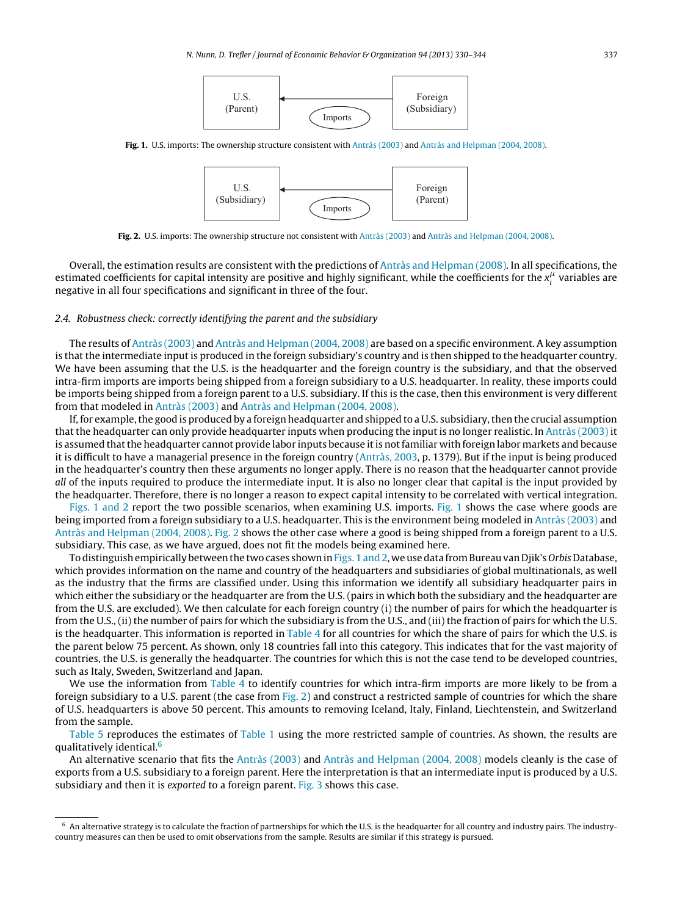U.S. (Parent) ← Imports ← Foreign (Subsidiary)

**Fig. 1.** U.S. imports: The ownership structure consistent with Antràs (2003) and Antràs and Helpman (2004, 2008).

U.S. (Subsidiary) ← Imports ← Foreign (Parent)

**Fig. 2.** U.S. imports: The ownership structure not consistent with Antràs (2003) and Antràs and Helpman (2004, 2008).

Overall, the estimation results are consistent with the predictions of Antràs and Helpman (2008). In all specifications, the estimated coefficients for capital intensity are positive and highly significant, while the coefficients for the $x_i^{\mu}$ variables are negative in all four specifications and significant in three of the four.

### 2.4. Robustness check: correctly identifying the parent and the subsidiary

The results of Antràs (2003) and Antràs and Helpman (2004, 2008) are based on a specific environment. A key assumption is that the intermediate input is produced in the foreign subsidiary's country and is then shipped to the headquarter country. We have been assuming that the U.S. is the headquarter and the foreign country is the subsidiary, and that the observed intra-firm imports are imports being shipped from a foreign subsidiary to a U.S. headquarter. In reality, these imports could be imports being shipped from a foreign parent to a U.S. subsidiary. If this is the case, then this environment is very different from that modeled in Antràs (2003) and Antràs and Helpman (2004, 2008).

If, for example, the good is produced by a foreign headquarter and shipped to a U.S. subsidiary, then the crucial assumption that the headquarter can only provide headquarter inputs when producing the input is no longer realistic. In Antràs (2003) it is assumed that the headquarter cannot provide labor inputs because it is not familiar with foreign labor markets and because it is difficult to have a managerial presence in the foreign country (Antràs, 2003, p. 1379). But if the input is being produced in the headquarter's country then these arguments no longer apply. There is no reason that the headquarter cannot provide *all* of the inputs required to produce the intermediate input. It is also no longer clear that capital is the input provided by the headquarter. Therefore, there is no longer a reason to expect capital intensity to be correlated with vertical integration.

Figs. 1 and 2 report the two possible scenarios, when examining U.S. imports. Fig. 1 shows the case where goods are being imported from a foreign subsidiary to a U.S. headquarter. This is the environment being modeled in Antràs (2003) and Antràs and Helpman (2004, 2008). Fig. 2 shows the other case where a good is being shipped from a foreign parent to a U.S. subsidiary. This case, as we have argued, does not fit the models being examined here.

To distinguish empirically between the two cases shown in Figs. 1 and 2, we use data from Bureau van Djik's *Orbis* Database, which provides information on the name and country of the headquarters and subsidiaries of global multinationals, as well as the industry that the firms are classified under. Using this information we identify all subsidiary headquarter pairs in which either the subsidiary or the headquarter are from the U.S. (pairs in which both the subsidiary and the headquarter are from the U.S. are excluded). We then calculate for each foreign country (i) the number of pairs for which the headquarter is from the U.S., (ii) the number of pairs for which the subsidiary is from the U.S., and (iii) the fraction of pairs for which the U.S. is the headquarter. This information is reported in Table 4 for all countries for which the share of pairs for which the U.S. is the parent below 75 percent. As shown, only 18 countries fall into this category. This indicates that for the vast majority of countries, the U.S. is generally the headquarter. The countries for which this is not the case tend to be developed countries, such as Italy, Sweden, Switzerland and Japan.

We use the information from Table 4 to identify countries for which intra-firm imports are more likely to be from a foreign subsidiary to a U.S. parent (the case from Fig. 2) and construct a restricted sample of countries for which the share of U.S. headquarters is above 50 percent. This amounts to removing Iceland, Italy, Finland, Liechtenstein, and Switzerland from the sample.

Table 5 reproduces the estimates of Table 1 using the more restricted sample of countries. As shown, the results are qualitatively identical.[6]

An alternative scenario that fits the Antràs (2003) and Antràs and Helpman (2004, 2008) models cleanly is the case of exports from a U.S. subsidiary to a foreign parent. Here the interpretation is that an intermediate input is produced by a U.S. subsidiary and then it is *exported* to a foreign parent. Fig. 3 shows this case.

[6] An alternative strategy is to calculate the fraction of partnerships for which the U.S. is the headquarter for all country and industry pairs. The industry-country measures can then be used to omit observations from the sample. Results are similar if this strategy is pursued.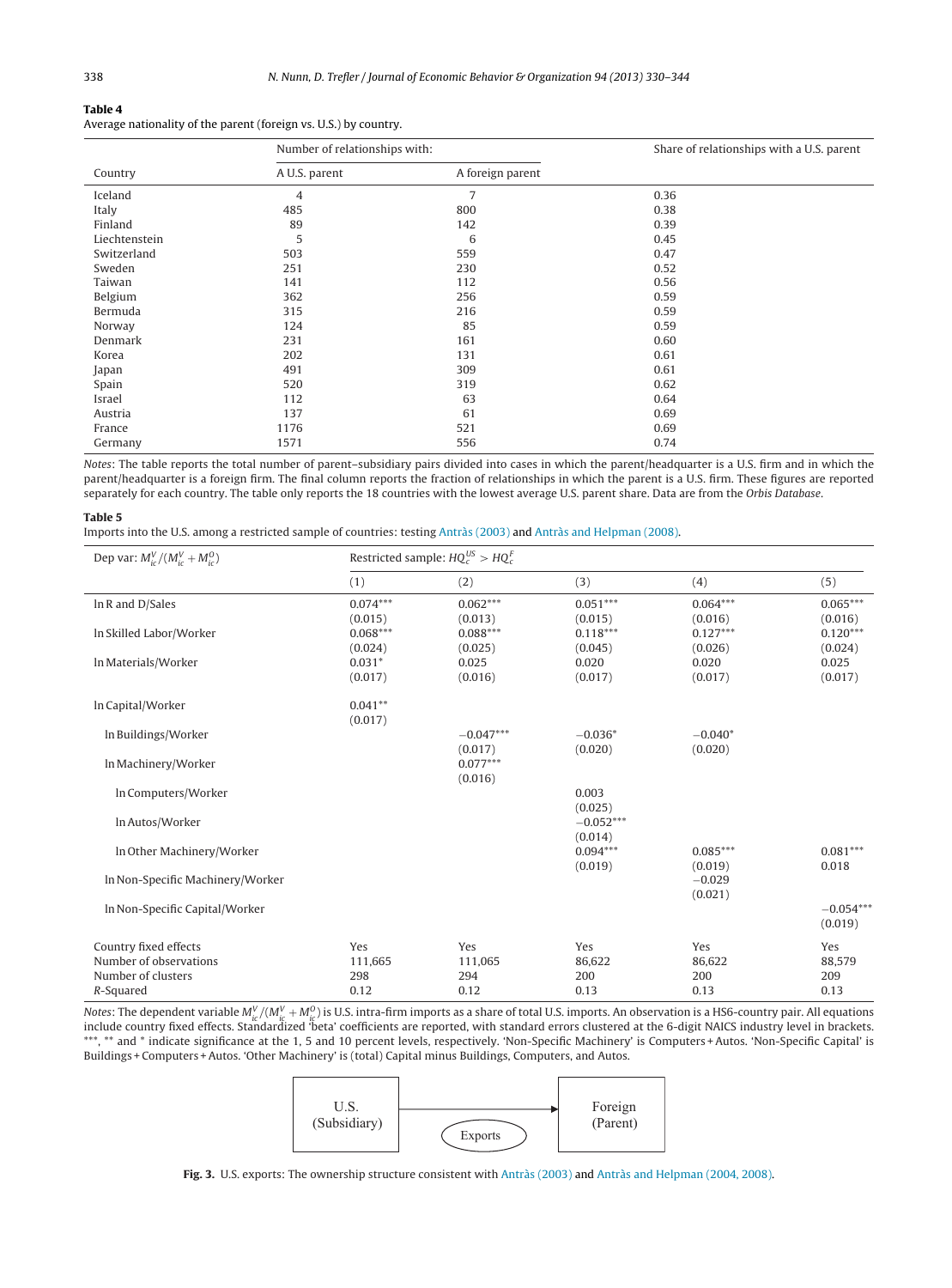**Table 4**
Average nationality of the parent (foreign vs. U.S.) by country.

| Country | Number of relationships with: | | Share of relationships with a U.S. parent |
|---|---|---|---|
| | A U.S. parent | A foreign parent | |
| Iceland | 4 | 7 | 0.36 |
| Italy | 485 | 800 | 0.38 |
| Finland | 89 | 142 | 0.39 |
| Liechtenstein | 5 | 6 | 0.45 |
| Switzerland | 503 | 559 | 0.47 |
| Sweden | 251 | 230 | 0.52 |
| Taiwan | 141 | 112 | 0.56 |
| Belgium | 362 | 256 | 0.59 |
| Bermuda | 315 | 216 | 0.59 |
| Norway | 124 | 85 | 0.59 |
| Denmark | 231 | 161 | 0.60 |
| Korea | 202 | 131 | 0.61 |
| Japan | 491 | 309 | 0.61 |
| Spain | 520 | 319 | 0.62 |
| Israel | 112 | 63 | 0.64 |
| Austria | 137 | 61 | 0.69 |
| France | 1176 | 521 | 0.69 |
| Germany | 1571 | 556 | 0.74 |

*Notes*: The table reports the total number of parent–subsidiary pairs divided into cases in which the parent/headquarter is a U.S. firm and in which the parent/headquarter is a foreign firm. The final column reports the fraction of relationships in which the parent is a U.S. firm. These figures are reported separately for each country. The table only reports the 18 countries with the lowest average U.S. parent share. Data are from the *Orbis Database*.

**Table 5**
Imports into the U.S. among a restricted sample of countries: testing Antràs (2003) and Antràs and Helpman (2008).

| Dep var: $M^V_{ic}/(M^V_{ic}+M^O_{ic})$ | Restricted sample: $HQ^{US}_c > HQ^F_c$ | | | | |
|---|---|---|---|---|---|
| | (1) | (2) | (3) | (4) | (5) |
| ln R and D/Sales | 0.074*** | 0.062*** | 0.051*** | 0.064*** | 0.065*** |
| | (0.015) | (0.013) | (0.015) | (0.016) | (0.016) |
| ln Skilled Labor/Worker | 0.068*** | 0.088*** | 0.118*** | 0.127*** | 0.120*** |
| | (0.024) | (0.025) | (0.045) | (0.026) | (0.024) |
| ln Materials/Worker | 0.031* | 0.025 | 0.020 | 0.020 | 0.025 |
| | (0.017) | (0.016) | (0.017) | (0.017) | (0.017) |
| ln Capital/Worker | 0.041** | | | | |
| | (0.017) | | | | |
| ln Buildings/Worker | | −0.047*** | −0.036* | −0.040* | |
| | | (0.017) | (0.020) | (0.020) | |
| ln Machinery/Worker | | 0.077*** | | | |
| | | (0.016) | | | |
| ln Computers/Worker | | | 0.003 | | |
| | | | (0.025) | | |
| ln Autos/Worker | | | −0.052*** | | |
| | | | (0.014) | | |
| ln Other Machinery/Worker | | | 0.094*** | 0.085*** | 0.081*** |
| | | | (0.019) | (0.019) | 0.018 |
| ln Non-Specific Machinery/Worker | | | | −0.029 | |
| | | | | (0.021) | |
| ln Non-Specific Capital/Worker | | | | | −0.054*** |
| | | | | | (0.019) |
| Country fixed effects | Yes | Yes | Yes | Yes | Yes |
| Number of observations | 111,665 | 111,065 | 86,622 | 86,622 | 88,579 |
| Number of clusters | 298 | 294 | 200 | 200 | 209 |
| $R$-Squared | 0.12 | 0.12 | 0.13 | 0.13 | 0.13 |

*Notes*: The dependent variable $M^V_{ic}/(M^V_{ic}+M^O_{ic})$ is U.S. intra-firm imports as a share of total U.S. imports. An observation is a HS6-country pair. All equations include country fixed effects. Standardized 'beta' coefficients are reported, with standard errors clustered at the 6-digit NAICS industry level in brackets. ***, ** and * indicate significance at the 1, 5 and 10 percent levels, respectively. 'Non-Specific Machinery' is Computers + Autos. 'Non-Specific Capital' is Buildings + Computers + Autos. 'Other Machinery' is (total) Capital minus Buildings, Computers, and Autos.

**Fig. 3.** U.S. exports: The ownership structure consistent with Antràs (2003) and Antràs and Helpman (2004, 2008).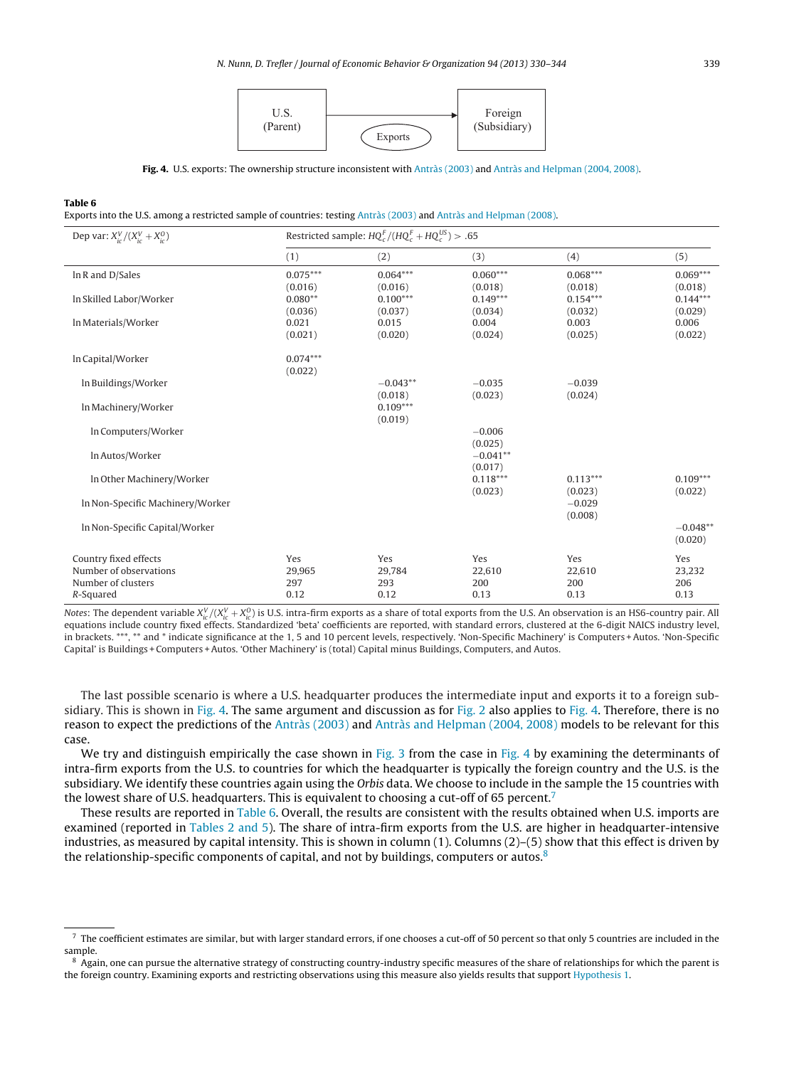U.S. (Parent) → Exports → Foreign (Subsidiary)

**Fig. 4.** U.S. exports: The ownership structure inconsistent with Antràs (2003) and Antràs and Helpman (2004, 2008).

**Table 6**
Exports into the U.S. among a restricted sample of countries: testing Antràs (2003) and Antràs and Helpman (2008).

| Dep var: $X_{ic}^{V}/(X_{ic}^{V}+X_{ic}^{O})$ | Restricted sample: $HQ_c^F/(HQ_c^F+HQ_c^{US})>.65$ | | | | |
|---|---|---|---|---|---|
| | (1) | (2) | (3) | (4) | (5) |
| ln R and D/Sales | 0.075*** | 0.064*** | 0.060*** | 0.068*** | 0.069*** |
| | (0.016) | (0.016) | (0.018) | (0.018) | (0.018) |
| ln Skilled Labor/Worker | 0.080** | 0.100*** | 0.149*** | 0.154*** | 0.144*** |
| | (0.036) | (0.037) | (0.034) | (0.032) | (0.029) |
| ln Materials/Worker | 0.021 | 0.015 | 0.004 | 0.003 | 0.006 |
| | (0.021) | (0.020) | (0.024) | (0.025) | (0.022) |
| ln Capital/Worker | 0.074*** | | | | |
| | (0.022) | | | | |
| ln Buildings/Worker | | −0.043** | −0.035 | −0.039 | |
| | | (0.018) | (0.023) | (0.024) | |
| ln Machinery/Worker | | 0.109*** | | | |
| | | (0.019) | | | |
| ln Computers/Worker | | | −0.006 | | |
| | | | (0.025) | | |
| ln Autos/Worker | | | −0.041** | | |
| | | | (0.017) | | |
| ln Other Machinery/Worker | | | 0.118*** | 0.113*** | 0.109*** |
| | | | (0.023) | (0.023) | (0.022) |
| ln Non-Specific Machinery/Worker | | | | −0.029 | |
| | | | | (0.008) | |
| ln Non-Specific Capital/Worker | | | | | −0.048** |
| | | | | | (0.020) |
| Country fixed effects | Yes | Yes | Yes | Yes | Yes |
| Number of observations | 29,965 | 29,784 | 22,610 | 22,610 | 23,232 |
| Number of clusters | 297 | 293 | 200 | 200 | 206 |
| *R*-Squared | 0.12 | 0.12 | 0.13 | 0.13 | 0.13 |

*Notes*: The dependent variable $X_{ic}^{V}/(X_{ic}^{V}+X_{ic}^{O})$ is U.S. intra-firm exports as a share of total exports from the U.S. An observation is an HS6-country pair. All equations include country fixed effects. Standardized 'beta' coefficients are reported, with standard errors, clustered at the 6-digit NAICS industry level, in brackets. ***, ** and * indicate significance at the 1, 5 and 10 percent levels, respectively. 'Non-Specific Machinery' is Computers + Autos. 'Non-Specific Capital' is Buildings + Computers + Autos. 'Other Machinery' is (total) Capital minus Buildings, Computers, and Autos.

The last possible scenario is where a U.S. headquarter produces the intermediate input and exports it to a foreign subsidiary. This is shown in Fig. 4. The same argument and discussion as for Fig. 2 also applies to Fig. 4. Therefore, there is no reason to expect the predictions of the Antràs (2003) and Antràs and Helpman (2004, 2008) models to be relevant for this case.

We try and distinguish empirically the case shown in Fig. 3 from the case in Fig. 4 by examining the determinants of intra-firm exports from the U.S. to countries for which the headquarter is typically the foreign country and the U.S. is the subsidiary. We identify these countries again using the *Orbis* data. We choose to include in the sample the 15 countries with the lowest share of U.S. headquarters. This is equivalent to choosing a cut-off of 65 percent.[7]

These results are reported in Table 6. Overall, the results are consistent with the results obtained when U.S. imports are examined (reported in Tables 2 and 5). The share of intra-firm exports from the U.S. are higher in headquarter-intensive industries, as measured by capital intensity. This is shown in column (1). Columns (2)–(5) show that this effect is driven by the relationship-specific components of capital, and not by buildings, computers or autos.[8]

[7] The coefficient estimates are similar, but with larger standard errors, if one chooses a cut-off of 50 percent so that only 5 countries are included in the sample.

[8] Again, one can pursue the alternative strategy of constructing country-industry specific measures of the share of relationships for which the parent is the foreign country. Examining exports and restricting observations using this measure also yields results that support Hypothesis 1.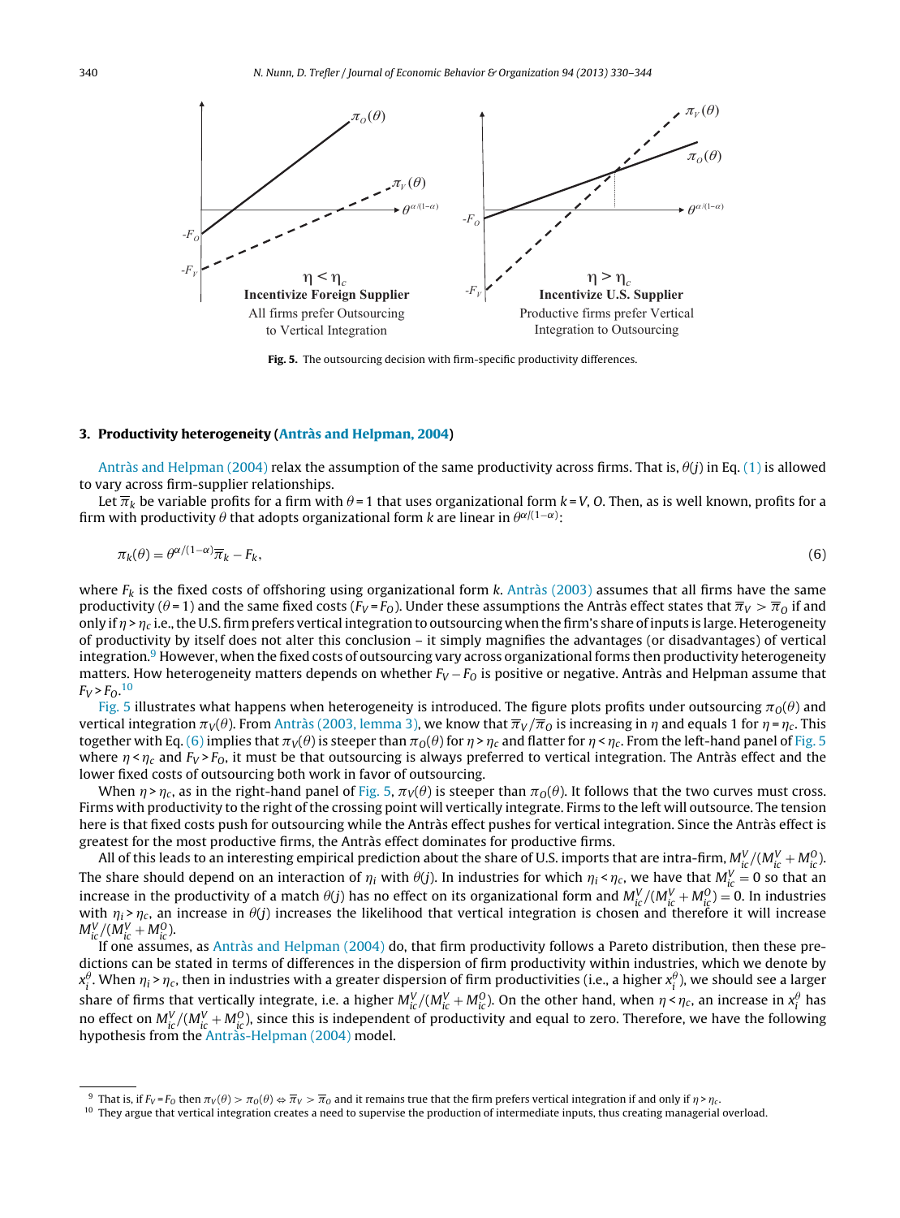Fig. 5. The outsourcing decision with firm-specific productivity differences.

## 3. Productivity heterogeneity (Antràs and Helpman, 2004)

Antràs and Helpman (2004) relax the assumption of the same productivity across firms. That is, $\theta(j)$ in Eq. (1) is allowed to vary across firm-supplier relationships.

Let $\overline{\pi}_k$ be variable profits for a firm with $\theta = 1$ that uses organizational form $k = V, O$. Then, as is well known, profits for a firm with productivity $\theta$ that adopts organizational form $k$ are linear in $\theta^{\alpha/(1-\alpha)}$:

$$\pi_k(\theta) = \theta^{\alpha/(1-\alpha)}\overline{\pi}_k - F_k, \tag{6}$$

where $F_k$ is the fixed costs of offshoring using organizational form $k$. Antràs (2003) assumes that all firms have the same productivity ($\theta = 1$) and the same fixed costs ($F_V = F_O$). Under these assumptions the Antràs effect states that $\overline{\pi}_V > \overline{\pi}_O$ if and only if $\eta > \eta_c$ i.e., the U.S. firm prefers vertical integration to outsourcing when the firm's share of inputs is large. Heterogeneity of productivity by itself does not alter this conclusion – it simply magnifies the advantages (or disadvantages) of vertical integration.[9] However, when the fixed costs of outsourcing vary across organizational forms then productivity heterogeneity matters. How heterogeneity matters depends on whether $F_V - F_O$ is positive or negative. Antràs and Helpman assume that $F_V > F_O$.[10]

Fig. 5 illustrates what happens when heterogeneity is introduced. The figure plots profits under outsourcing $\pi_O(\theta)$ and vertical integration $\pi_V(\theta)$. From Antràs (2003, lemma 3), we know that $\overline{\pi}_V/\overline{\pi}_O$ is increasing in $\eta$ and equals 1 for $\eta = \eta_c$. This together with Eq. (6) implies that $\pi_V(\theta)$ is steeper than $\pi_O(\theta)$ for $\eta > \eta_c$ and flatter for $\eta < \eta_c$. From the left-hand panel of Fig. 5 where $\eta < \eta_c$ and $F_V > F_O$, it must be that outsourcing is always preferred to vertical integration. The Antràs effect and the lower fixed costs of outsourcing both work in favor of outsourcing.

When $\eta > \eta_c$, as in the right-hand panel of Fig. 5, $\pi_V(\theta)$ is steeper than $\pi_O(\theta)$. It follows that the two curves must cross. Firms with productivity to the right of the crossing point will vertically integrate. Firms to the left will outsource. The tension here is that fixed costs push for outsourcing while the Antràs effect pushes for vertical integration. Since the Antràs effect is greatest for the most productive firms, the Antràs effect dominates for productive firms.

All of this leads to an interesting empirical prediction about the share of U.S. imports that are intra-firm, $M_{ic}^V/(M_{ic}^V + M_{ic}^O)$. The share should depend on an interaction of $\eta_i$ with $\theta(j)$. In industries for which $\eta_i < \eta_c$, we have that $M_{ic}^V = 0$ so that an increase in the productivity of a match $\theta(j)$ has no effect on its organizational form and $M_{ic}^V/(M_{ic}^V + M_{ic}^O) = 0$. In industries with $\eta_i > \eta_c$, an increase in $\theta(j)$ increases the likelihood that vertical integration is chosen and therefore it will increase $M_{ic}^V/(M_{ic}^V + M_{ic}^O)$.

If one assumes, as Antràs and Helpman (2004) do, that firm productivity follows a Pareto distribution, then these predictions can be stated in terms of differences in the dispersion of firm productivity within industries, which we denote by $x_i^\theta$. When $\eta_i > \eta_c$, then in industries with a greater dispersion of firm productivities (i.e., a higher $x_i^\theta$), we should see a larger share of firms that vertically integrate, i.e. a higher $M_{ic}^V/(M_{ic}^V + M_{ic}^O)$. On the other hand, when $\eta < \eta_c$, an increase in $x_i^\theta$ has no effect on $M_{ic}^V/(M_{ic}^V + M_{ic}^O)$, since this is independent of productivity and equal to zero. Therefore, we have the following hypothesis from the Antràs-Helpman (2004) model.

---

[9] That is, if $F_V = F_O$ then $\pi_V(\theta) > \pi_O(\theta) \Leftrightarrow \overline{\pi}_V > \overline{\pi}_O$ and it remains true that the firm prefers vertical integration if and only if $\eta > \eta_c$.

[10] They argue that vertical integration creates a need to supervise the production of intermediate inputs, thus creating managerial overload.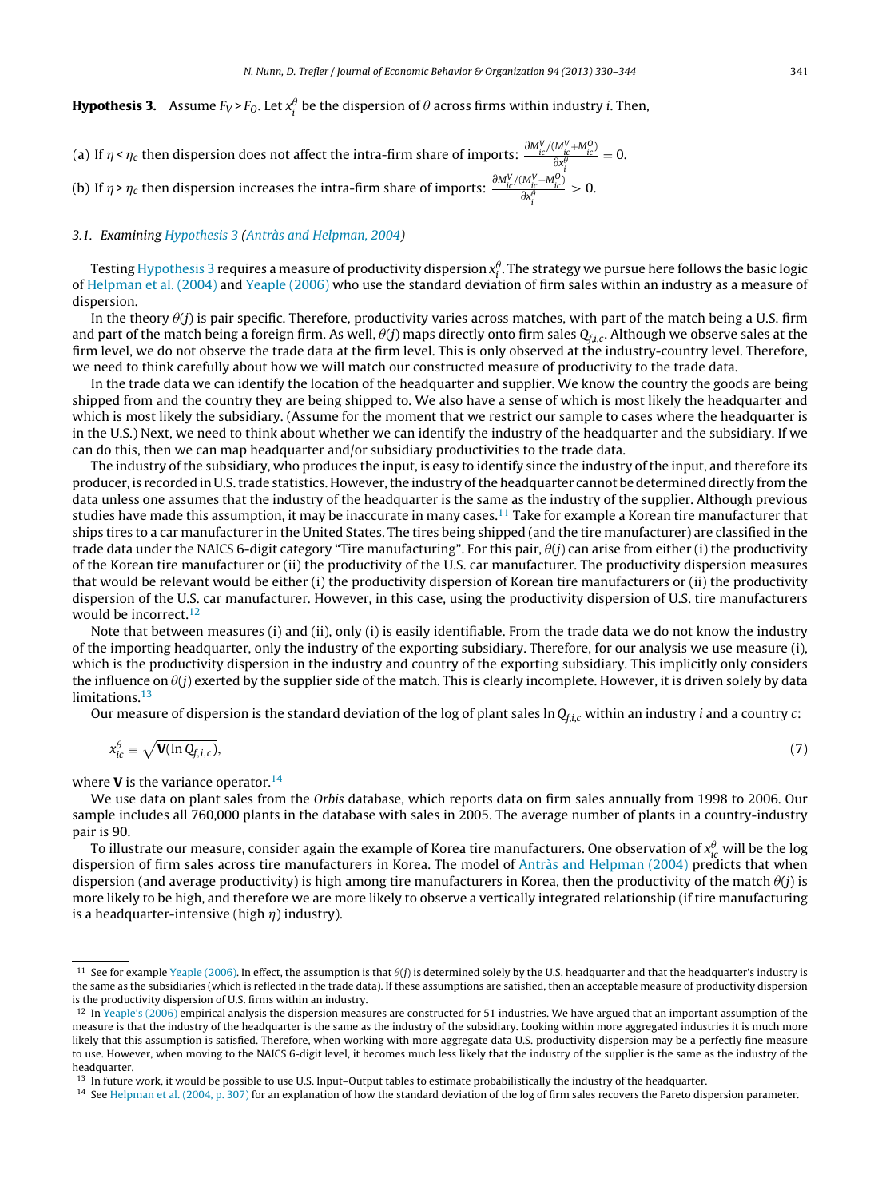**Hypothesis 3.** Assume $F_V > F_O$. Let $x_i^\theta$ be the dispersion of $\theta$ across firms within industry $i$. Then,

(a) If $\eta < \eta_c$ then dispersion does not affect the intra-firm share of imports: $\frac{\partial M_{ic}^V/(M_{ic}^V+M_{ic}^O)}{\partial x_i^\theta} = 0$.

(b) If $\eta > \eta_c$ then dispersion increases the intra-firm share of imports: $\frac{\partial M_{ic}^V/(M_{ic}^V+M_{ic}^O)}{\partial x_i^\theta} > 0$.

### 3.1. Examining Hypothesis 3 (Antràs and Helpman, 2004)

Testing Hypothesis 3 requires a measure of productivity dispersion $x_i^\theta$. The strategy we pursue here follows the basic logic of Helpman et al. (2004) and Yeaple (2006) who use the standard deviation of firm sales within an industry as a measure of dispersion.

In the theory $\theta(j)$ is pair specific. Therefore, productivity varies across matches, with part of the match being a U.S. firm and part of the match being a foreign firm. As well, $\theta(j)$ maps directly onto firm sales $Q_{f,i,c}$. Although we observe sales at the firm level, we do not observe the trade data at the firm level. This is only observed at the industry-country level. Therefore, we need to think carefully about how we will match our constructed measure of productivity to the trade data.

In the trade data we can identify the location of the headquarter and supplier. We know the country the goods are being shipped from and the country they are being shipped to. We also have a sense of which is most likely the headquarter and which is most likely the subsidiary. (Assume for the moment that we restrict our sample to cases where the headquarter is in the U.S.) Next, we need to think about whether we can identify the industry of the headquarter and the subsidiary. If we can do this, then we can map headquarter and/or subsidiary productivities to the trade data.

The industry of the subsidiary, who produces the input, is easy to identify since the industry of the input, and therefore its producer, is recorded in U.S. trade statistics. However, the industry of the headquarter cannot be determined directly from the data unless one assumes that the industry of the headquarter is the same as the industry of the supplier. Although previous studies have made this assumption, it may be inaccurate in many cases.[11] Take for example a Korean tire manufacturer that ships tires to a car manufacturer in the United States. The tires being shipped (and the tire manufacturer) are classified in the trade data under the NAICS 6-digit category "Tire manufacturing". For this pair, $\theta(j)$ can arise from either (i) the productivity of the Korean tire manufacturer or (ii) the productivity of the U.S. car manufacturer. The productivity dispersion measures that would be relevant would be either (i) the productivity dispersion of Korean tire manufacturers or (ii) the productivity dispersion of the U.S. car manufacturer. However, in this case, using the productivity dispersion of U.S. tire manufacturers would be incorrect.[12]

Note that between measures (i) and (ii), only (i) is easily identifiable. From the trade data we do not know the industry of the importing headquarter, only the industry of the exporting subsidiary. Therefore, for our analysis we use measure (i), which is the productivity dispersion in the industry and country of the exporting subsidiary. This implicitly only considers the influence on $\theta(j)$ exerted by the supplier side of the match. This is clearly incomplete. However, it is driven solely by data limitations.[13]

Our measure of dispersion is the standard deviation of the log of plant sales $\ln Q_{f,i,c}$ within an industry $i$ and a country $c$:

$$x_{ic}^\theta \equiv \sqrt{\mathbf{V}(\ln Q_{f,i,c})}, \tag{7}$$

where $\mathbf{V}$ is the variance operator.[14]

We use data on plant sales from the *Orbis* database, which reports data on firm sales annually from 1998 to 2006. Our sample includes all 760,000 plants in the database with sales in 2005. The average number of plants in a country-industry pair is 90.

To illustrate our measure, consider again the example of Korea tire manufacturers. One observation of $x_{ic}^\theta$ will be the log dispersion of firm sales across tire manufacturers in Korea. The model of Antràs and Helpman (2004) predicts that when dispersion (and average productivity) is high among tire manufacturers in Korea, then the productivity of the match $\theta(j)$ is more likely to be high, and therefore we are more likely to observe a vertically integrated relationship (if tire manufacturing is a headquarter-intensive (high $\eta$) industry).

---

[11] See for example Yeaple (2006). In effect, the assumption is that $\theta(j)$ is determined solely by the U.S. headquarter and that the headquarter's industry is the same as the subsidiaries (which is reflected in the trade data). If these assumptions are satisfied, then an acceptable measure of productivity dispersion is the productivity dispersion of U.S. firms within an industry.

[12] In Yeaple's (2006) empirical analysis the dispersion measures are constructed for 51 industries. We have argued that an important assumption of the measure is that the industry of the headquarter is the same as the industry of the subsidiary. Looking within more aggregated industries it is much more likely that this assumption is satisfied. Therefore, when working with more aggregate data U.S. productivity dispersion may be a perfectly fine measure to use. However, when moving to the NAICS 6-digit level, it becomes much less likely that the industry of the supplier is the same as the industry of the headquarter.

[13] In future work, it would be possible to use U.S. Input–Output tables to estimate probabilistically the industry of the headquarter.

[14] See Helpman et al. (2004, p. 307) for an explanation of how the standard deviation of the log of firm sales recovers the Pareto dispersion parameter.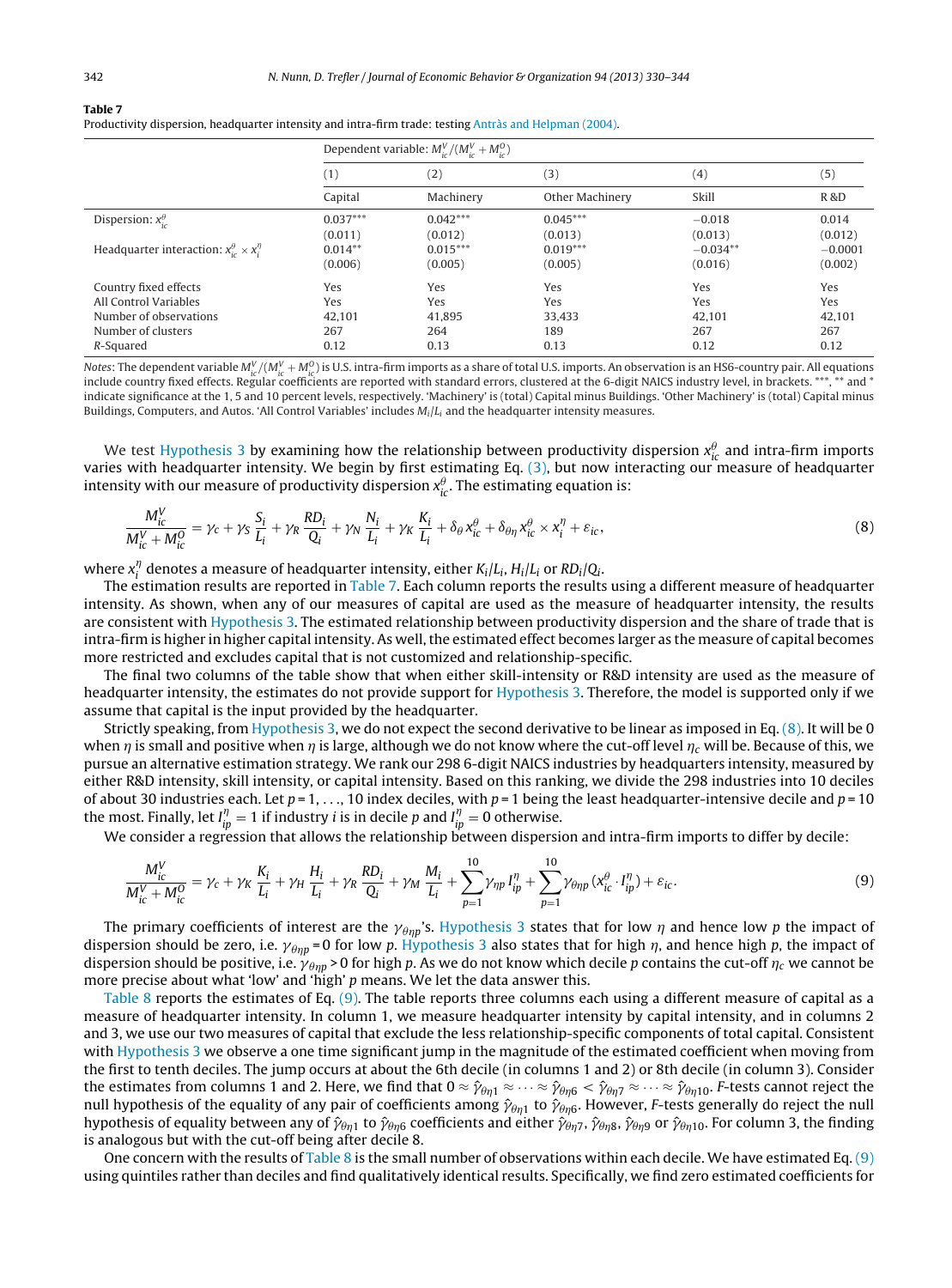**Table 7**

Productivity dispersion, headquarter intensity and intra-firm trade: testing Antràs and Helpman (2004).

| | Dependent variable: $M_{ic}^V/(M_{ic}^V + M_{ic}^O)$ | | | | |
|---|---|---|---|---|---|
| | (1) | (2) | (3) | (4) | (5) |
| | Capital | Machinery | Other Machinery | Skill | R&D |
| Dispersion: $x_{ic}^{\theta}$ | 0.037*** | 0.042*** | 0.045*** | −0.018 | 0.014 |
| | (0.011) | (0.012) | (0.013) | (0.013) | (0.012) |
| Headquarter interaction: $x_{ic}^{\theta} \times x_i^{\eta}$ | 0.014** | 0.015*** | 0.019*** | −0.034** | −0.0001 |
| | (0.006) | (0.005) | (0.005) | (0.016) | (0.002) |
| Country fixed effects | Yes | Yes | Yes | Yes | Yes |
| All Control Variables | Yes | Yes | Yes | Yes | Yes |
| Number of observations | 42,101 | 41,895 | 33,433 | 42,101 | 42,101 |
| Number of clusters | 267 | 264 | 189 | 267 | 267 |
| R-Squared | 0.12 | 0.13 | 0.13 | 0.12 | 0.12 |

*Notes*: The dependent variable $M_{ic}^V/(M_{ic}^V + M_{ic}^O)$ is U.S. intra-firm imports as a share of total U.S. imports. An observation is an HS6-country pair. All equations include country fixed effects. Regular coefficients are reported with standard errors, clustered at the 6-digit NAICS industry level, in brackets. ***, ** and * indicate significance at the 1, 5 and 10 percent levels, respectively. 'Machinery' is (total) Capital minus Buildings. 'Other Machinery' is (total) Capital minus Buildings, Computers, and Autos. 'All Control Variables' includes $M_i/L_i$ and the headquarter intensity measures.

We test Hypothesis 3 by examining how the relationship between productivity dispersion $x_{ic}^{\theta}$ and intra-firm imports varies with headquarter intensity. We begin by first estimating Eq. (3), but now interacting our measure of headquarter intensity with our measure of productivity dispersion $x_{ic}^{\theta}$. The estimating equation is:

$$\frac{M_{ic}^V}{M_{ic}^V + M_{ic}^O} = \gamma_c + \gamma_S \frac{S_i}{L_i} + \gamma_R \frac{RD_i}{Q_i} + \gamma_N \frac{N_i}{L_i} + \gamma_K \frac{K_i}{L_i} + \delta_{\theta} x_{ic}^{\theta} + \delta_{\theta\eta} x_{ic}^{\theta} \times x_i^{\eta} + \varepsilon_{ic}, \tag{8}$$

where $x_i^{\eta}$ denotes a measure of headquarter intensity, either $K_i/L_i$, $H_i/L_i$ or $RD_i/Q_i$.

The estimation results are reported in Table 7. Each column reports the results using a different measure of headquarter intensity. As shown, when any of our measures of capital are used as the measure of headquarter intensity, the results are consistent with Hypothesis 3. The estimated relationship between productivity dispersion and the share of trade that is intra-firm is higher in higher capital intensity. As well, the estimated effect becomes larger as the measure of capital becomes more restricted and excludes capital that is not customized and relationship-specific.

The final two columns of the table show that when either skill-intensity or R&D intensity are used as the measure of headquarter intensity, the estimates do not provide support for Hypothesis 3. Therefore, the model is supported only if we assume that capital is the input provided by the headquarter.

Strictly speaking, from Hypothesis 3, we do not expect the second derivative to be linear as imposed in Eq. (8). It will be 0 when $\eta$ is small and positive when $\eta$ is large, although we do not know where the cut-off level $\eta_c$ will be. Because of this, we pursue an alternative estimation strategy. We rank our 298 6-digit NAICS industries by headquarters intensity, measured by either R&D intensity, skill intensity, or capital intensity. Based on this ranking, we divide the 298 industries into 10 deciles of about 30 industries each. Let $p = 1, \ldots, 10$ index deciles, with $p = 1$ being the least headquarter-intensive decile and $p = 10$ the most. Finally, let $I_{ip}^{\eta} = 1$ if industry $i$ is in decile $p$ and $I_{ip}^{\eta} = 0$ otherwise.

We consider a regression that allows the relationship between dispersion and intra-firm imports to differ by decile:

$$\frac{M_{ic}^V}{M_{ic}^V + M_{ic}^O} = \gamma_c + \gamma_K \frac{K_i}{L_i} + \gamma_H \frac{H_i}{L_i} + \gamma_R \frac{RD_i}{Q_i} + \gamma_M \frac{M_i}{L_i} + \sum_{p=1}^{10} \gamma_{\eta p} I_{ip}^{\eta} + \sum_{p=1}^{10} \gamma_{\theta\eta p} (x_{ic}^{\theta} \cdot I_{ip}^{\eta}) + \varepsilon_{ic}. \tag{9}$$

The primary coefficients of interest are the $\gamma_{\theta\eta p}$'s. Hypothesis 3 states that for low $\eta$ and hence low $p$ the impact of dispersion should be zero, i.e. $\gamma_{\theta\eta p} = 0$ for low $p$. Hypothesis 3 also states that for high $\eta$, and hence high $p$, the impact of dispersion should be positive, i.e. $\gamma_{\theta\eta p} > 0$ for high $p$. As we do not know which decile $p$ contains the cut-off $\eta_c$ we cannot be more precise about what 'low' and 'high' $p$ means. We let the data answer this.

Table 8 reports the estimates of Eq. (9). The table reports three columns each using a different measure of capital as a measure of headquarter intensity. In column 1, we measure headquarter intensity by capital intensity, and in columns 2 and 3, we use our two measures of capital that exclude the less relationship-specific components of total capital. Consistent with Hypothesis 3 we observe a one time significant jump in the magnitude of the estimated coefficient when moving from the first to tenth deciles. The jump occurs at about the 6th decile (in columns 1 and 2) or 8th decile (in column 3). Consider the estimates from columns 1 and 2. Here, we find that $0 \approx \hat{\gamma}_{\theta\eta 1} \approx \cdots \approx \hat{\gamma}_{\theta\eta 6} < \hat{\gamma}_{\theta\eta 7} \approx \cdots \approx \hat{\gamma}_{\theta\eta 10}$. $F$-tests cannot reject the null hypothesis of the equality of any pair of coefficients among $\hat{\gamma}_{\theta\eta 1}$ to $\hat{\gamma}_{\theta\eta 6}$. However, $F$-tests generally do reject the null hypothesis of equality between any of $\hat{\gamma}_{\theta\eta 1}$ to $\hat{\gamma}_{\theta\eta 6}$ coefficients and either $\hat{\gamma}_{\theta\eta 7}$, $\hat{\gamma}_{\theta\eta 8}$, $\hat{\gamma}_{\theta\eta 9}$ or $\hat{\gamma}_{\theta\eta 10}$. For column 3, the finding is analogous but with the cut-off being after decile 8.

One concern with the results of Table 8 is the small number of observations within each decile. We have estimated Eq. (9) using quintiles rather than deciles and find qualitatively identical results. Specifically, we find zero estimated coefficients for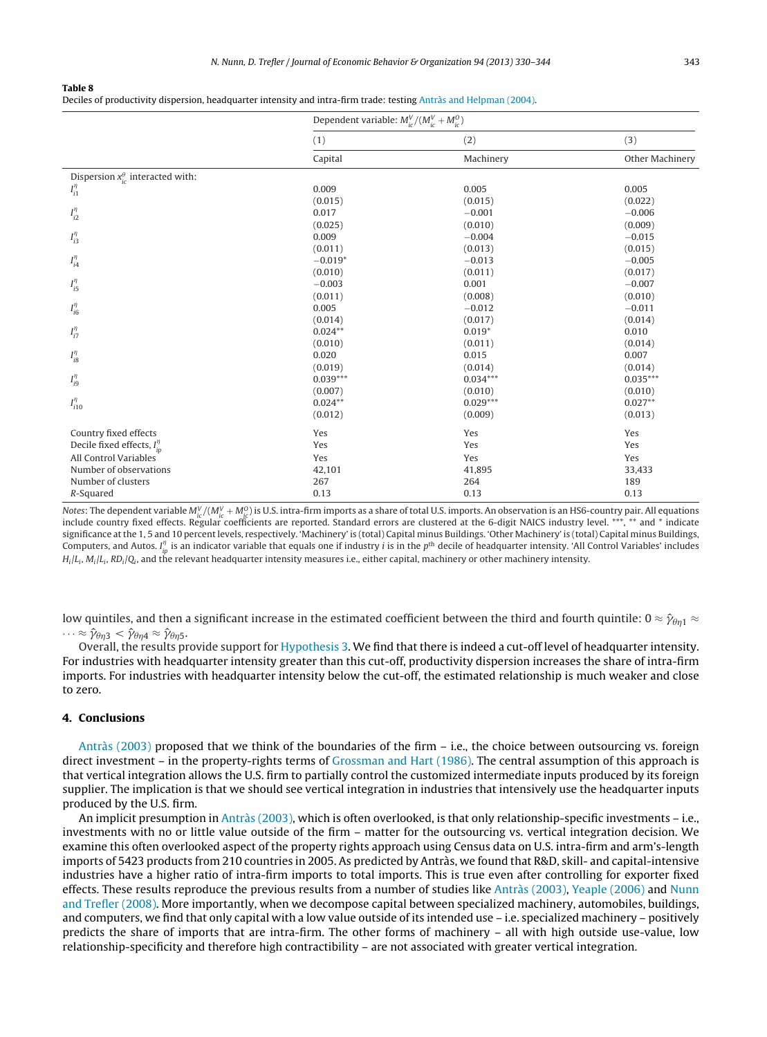**Table 8**
Deciles of productivity dispersion, headquarter intensity and intra-firm trade: testing Antràs and Helpman (2004).

| | Dependent variable: $M_{ic}^V/(M_{ic}^V + M_{ic}^O)$ | | |
|---|---|---|---|
| | (1) | (2) | (3) |
| | Capital | Machinery | Other Machinery |
| Dispersion $x_{ic}^{\theta}$ interacted with: | | | |
| $I_{i1}^{\eta}$ | 0.009 | 0.005 | 0.005 |
| | (0.015) | (0.015) | (0.022) |
| $I_{i2}^{\eta}$ | 0.017 | −0.001 | −0.006 |
| | (0.025) | (0.010) | (0.009) |
| $I_{i3}^{\eta}$ | 0.009 | −0.004 | −0.015 |
| | (0.011) | (0.013) | (0.015) |
| $I_{i4}^{\eta}$ | −0.019* | −0.013 | −0.005 |
| | (0.010) | (0.011) | (0.017) |
| $I_{i5}^{\eta}$ | −0.003 | 0.001 | −0.007 |
| | (0.011) | (0.008) | (0.010) |
| $I_{i6}^{\eta}$ | 0.005 | −0.012 | −0.011 |
| | (0.014) | (0.017) | (0.014) |
| $I_{i7}^{\eta}$ | 0.024** | 0.019* | 0.010 |
| | (0.010) | (0.011) | (0.014) |
| $I_{i8}^{\eta}$ | 0.020 | 0.015 | 0.007 |
| | (0.019) | (0.014) | (0.014) |
| $I_{i9}^{\eta}$ | 0.039*** | 0.034*** | 0.035*** |
| | (0.007) | (0.010) | (0.010) |
| $I_{i10}^{\eta}$ | 0.024** | 0.029*** | 0.027** |
| | (0.012) | (0.009) | (0.013) |
| Country fixed effects | Yes | Yes | Yes |
| Decile fixed effects, $I_{ip}^{\eta}$ | Yes | Yes | Yes |
| All Control Variables | Yes | Yes | Yes |
| Number of observations | 42,101 | 41,895 | 33,433 |
| Number of clusters | 267 | 264 | 189 |
| R-Squared | 0.13 | 0.13 | 0.13 |

*Notes*: The dependent variable $M_{ic}^V/(M_{ic}^V + M_{ic}^O)$ is U.S. intra-firm imports as a share of total U.S. imports. An observation is an HS6-country pair. All equations include country fixed effects. Regular coefficients are reported. Standard errors are clustered at the 6-digit NAICS industry level. ***, ** and * indicate significance at the 1, 5 and 10 percent levels, respectively. 'Machinery' is (total) Capital minus Buildings. 'Other Machinery' is (total) Capital minus Buildings, Computers, and Autos. $I_{ip}^{\eta}$ is an indicator variable that equals one if industry $i$ is in the $p^{\text{th}}$ decile of headquarter intensity. 'All Control Variables' includes $H_i/L_i$, $M_i/L_i$, $RD_i/Q_i$, and the relevant headquarter intensity measures i.e., either capital, machinery or other machinery intensity.

low quintiles, and then a significant increase in the estimated coefficient between the third and fourth quintile: $0 \approx \hat{\gamma}_{\theta\eta 1} \approx \cdots \approx \hat{\gamma}_{\theta\eta 3} < \hat{\gamma}_{\theta\eta 4} \approx \hat{\gamma}_{\theta\eta 5}$.

Overall, the results provide support for Hypothesis 3. We find that there is indeed a cut-off level of headquarter intensity. For industries with headquarter intensity greater than this cut-off, productivity dispersion increases the share of intra-firm imports. For industries with headquarter intensity below the cut-off, the estimated relationship is much weaker and close to zero.

## 4. Conclusions

Antràs (2003) proposed that we think of the boundaries of the firm – i.e., the choice between outsourcing vs. foreign direct investment – in the property-rights terms of Grossman and Hart (1986). The central assumption of this approach is that vertical integration allows the U.S. firm to partially control the customized intermediate inputs produced by its foreign supplier. The implication is that we should see vertical integration in industries that intensively use the headquarter inputs produced by the U.S. firm.

An implicit presumption in Antràs (2003), which is often overlooked, is that only relationship-specific investments – i.e., investments with no or little value outside of the firm – matter for the outsourcing vs. vertical integration decision. We examine this often overlooked aspect of the property rights approach using Census data on U.S. intra-firm and arm's-length imports of 5423 products from 210 countries in 2005. As predicted by Antràs, we found that R&D, skill- and capital-intensive industries have a higher ratio of intra-firm imports to total imports. This is true even after controlling for exporter fixed effects. These results reproduce the previous results from a number of studies like Antràs (2003), Yeaple (2006) and Nunn and Trefler (2008). More importantly, when we decompose capital between specialized machinery, automobiles, buildings, and computers, we find that only capital with a low value outside of its intended use – i.e. specialized machinery – positively predicts the share of imports that are intra-firm. The other forms of machinery – all with high outside use-value, low relationship-specificity and therefore high contractibility – are not associated with greater vertical integration.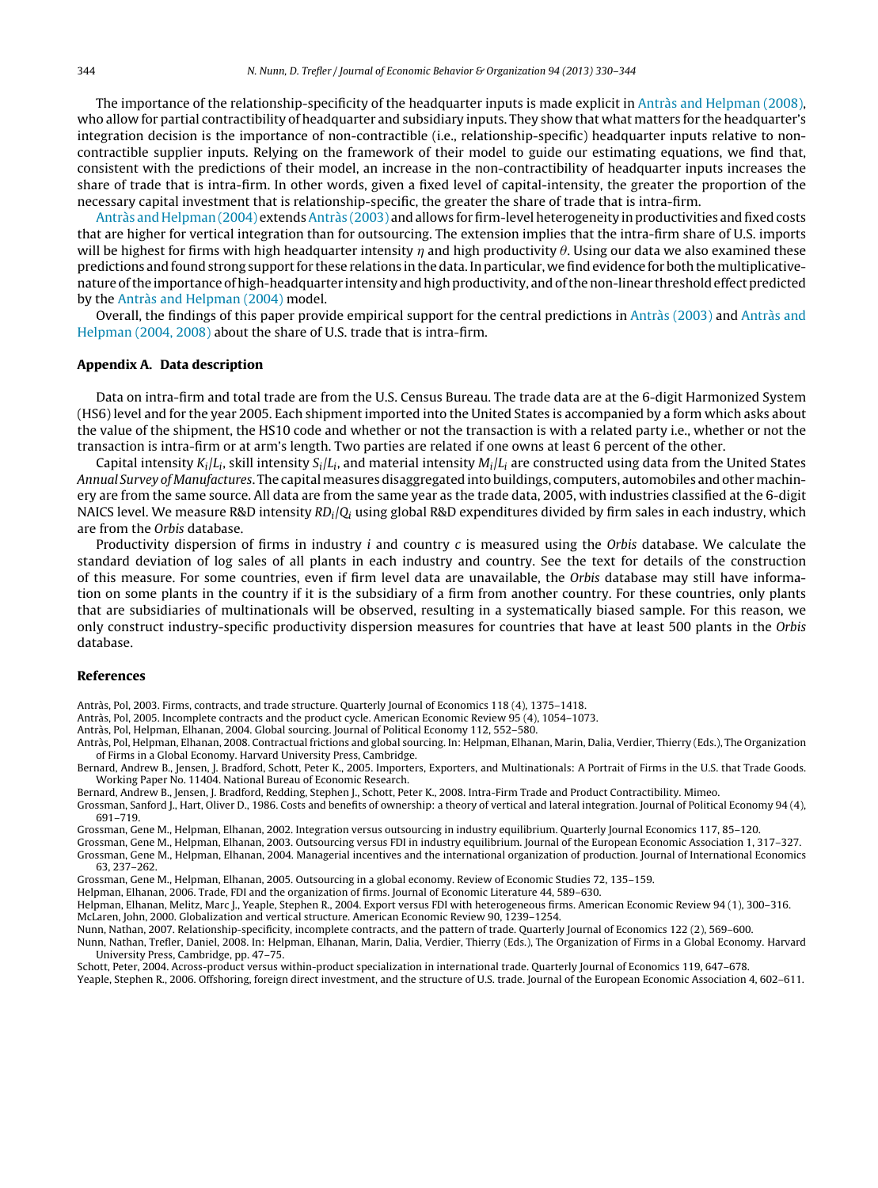The importance of the relationship-specificity of the headquarter inputs is made explicit in Antràs and Helpman (2008), who allow for partial contractibility of headquarter and subsidiary inputs. They show that what matters for the headquarter's integration decision is the importance of non-contractible (i.e., relationship-specific) headquarter inputs relative to non-contractible supplier inputs. Relying on the framework of their model to guide our estimating equations, we find that, consistent with the predictions of their model, an increase in the non-contractibility of headquarter inputs increases the share of trade that is intra-firm. In other words, given a fixed level of capital-intensity, the greater the proportion of the necessary capital investment that is relationship-specific, the greater the share of trade that is intra-firm.

Antràs and Helpman (2004) extends Antràs (2003) and allows for firm-level heterogeneity in productivities and fixed costs that are higher for vertical integration than for outsourcing. The extension implies that the intra-firm share of U.S. imports will be highest for firms with high headquarter intensity $\eta$ and high productivity $\theta$. Using our data we also examined these predictions and found strong support for these relations in the data. In particular, we find evidence for both the multiplicative-nature of the importance of high-headquarter intensity and high productivity, and of the non-linear threshold effect predicted by the Antràs and Helpman (2004) model.

Overall, the findings of this paper provide empirical support for the central predictions in Antràs (2003) and Antràs and Helpman (2004, 2008) about the share of U.S. trade that is intra-firm.

## Appendix A. Data description

Data on intra-firm and total trade are from the U.S. Census Bureau. The trade data are at the 6-digit Harmonized System (HS6) level and for the year 2005. Each shipment imported into the United States is accompanied by a form which asks about the value of the shipment, the HS10 code and whether or not the transaction is with a related party i.e., whether or not the transaction is intra-firm or at arm's length. Two parties are related if one owns at least 6 percent of the other.

Capital intensity $K_i/L_i$, skill intensity $S_i/L_i$, and material intensity $M_i/L_i$ are constructed using data from the United States *Annual Survey of Manufactures*. The capital measures disaggregated into buildings, computers, automobiles and other machinery are from the same source. All data are from the same year as the trade data, 2005, with industries classified at the 6-digit NAICS level. We measure R&D intensity $RD_i/Q_i$ using global R&D expenditures divided by firm sales in each industry, which are from the *Orbis* database.

Productivity dispersion of firms in industry $i$ and country $c$ is measured using the *Orbis* database. We calculate the standard deviation of log sales of all plants in each industry and country. See the text for details of the construction of this measure. For some countries, even if firm level data are unavailable, the *Orbis* database may still have information on some plants in the country if it is the subsidiary of a firm from another country. For these countries, only plants that are subsidiaries of multinationals will be observed, resulting in a systematically biased sample. For this reason, we only construct industry-specific productivity dispersion measures for countries that have at least 500 plants in the *Orbis* database.

## References

Antràs, Pol, 2003. Firms, contracts, and trade structure. Quarterly Journal of Economics 118 (4), 1375–1418.

Antràs, Pol, 2005. Incomplete contracts and the product cycle. American Economic Review 95 (4), 1054–1073.

Antràs, Pol, Helpman, Elhanan, 2004. Global sourcing. Journal of Political Economy 112, 552–580.

Antràs, Pol, Helpman, Elhanan, 2008. Contractual frictions and global sourcing. In: Helpman, Elhanan, Marin, Dalia, Verdier, Thierry (Eds.), The Organization of Firms in a Global Economy. Harvard University Press, Cambridge.

Bernard, Andrew B., Jensen, J. Bradford, Schott, Peter K., 2005. Importers, Exporters, and Multinationals: A Portrait of Firms in the U.S. that Trade Goods. Working Paper No. 11404. National Bureau of Economic Research.

Bernard, Andrew B., Jensen, J. Bradford, Redding, Stephen J., Schott, Peter K., 2008. Intra-Firm Trade and Product Contractibility. Mimeo.

Grossman, Sanford J., Hart, Oliver D., 1986. Costs and benefits of ownership: a theory of vertical and lateral integration. Journal of Political Economy 94 (4), 691–719.

Grossman, Gene M., Helpman, Elhanan, 2002. Integration versus outsourcing in industry equilibrium. Quarterly Journal Economics 117, 85–120.

Grossman, Gene M., Helpman, Elhanan, 2003. Outsourcing versus FDI in industry equilibrium. Journal of the European Economic Association 1, 317–327.

Grossman, Gene M., Helpman, Elhanan, 2004. Managerial incentives and the international organization of production. Journal of International Economics 63, 237–262.

Grossman, Gene M., Helpman, Elhanan, 2005. Outsourcing in a global economy. Review of Economic Studies 72, 135–159.

Helpman, Elhanan, 2006. Trade, FDI and the organization of firms. Journal of Economic Literature 44, 589–630.

Helpman, Elhanan, Melitz, Marc J., Yeaple, Stephen R., 2004. Export versus FDI with heterogeneous firms. American Economic Review 94 (1), 300–316.

McLaren, John, 2000. Globalization and vertical structure. American Economic Review 90, 1239–1254.

Nunn, Nathan, 2007. Relationship-specificity, incomplete contracts, and the pattern of trade. Quarterly Journal of Economics 122 (2), 569–600.

Nunn, Nathan, Trefler, Daniel, 2008. In: Helpman, Elhanan, Marin, Dalia, Verdier, Thierry (Eds.), The Organization of Firms in a Global Economy. Harvard University Press, Cambridge, pp. 47–75.

Schott, Peter, 2004. Across-product versus within-product specialization in international trade. Quarterly Journal of Economics 119, 647–678.

Yeaple, Stephen R., 2006. Offshoring, foreign direct investment, and the structure of U.S. trade. Journal of the European Economic Association 4, 602–611.